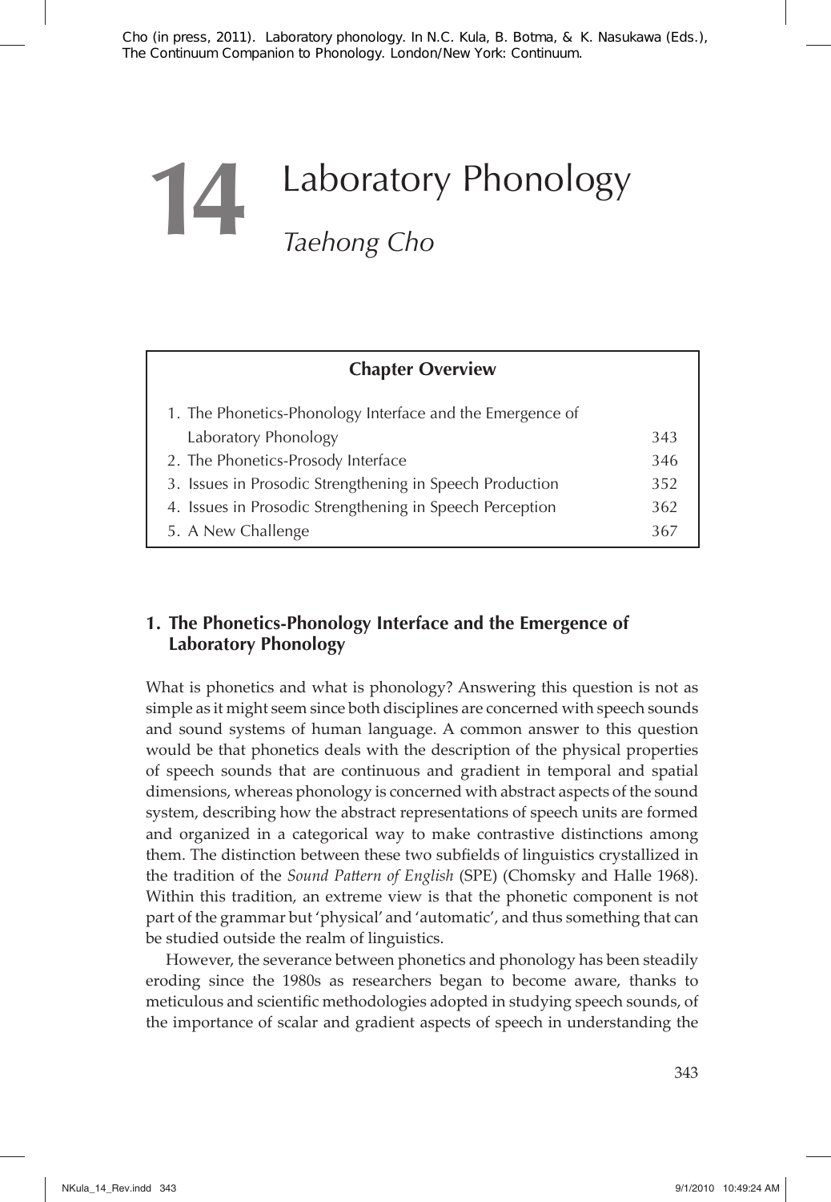Cho (in press, 2011). Laboratory phonology. In N.C. Kula, B. Botma, & K. Nasukawa (Eds.), The Continuum Companion to Phonology. London/New York: Continuum.

# 14 Laboratory Phonology

*Taehong Cho*

| Chapter Overview | |
|---|---|
| 1. The Phonetics-Phonology Interface and the Emergence of Laboratory Phonology | 343 |
| 2. The Phonetics-Prosody Interface | 346 |
| 3. Issues in Prosodic Strengthening in Speech Production | 352 |
| 4. Issues in Prosodic Strengthening in Speech Perception | 362 |
| 5. A New Challenge | 367 |

## 1. The Phonetics-Phonology Interface and the Emergence of Laboratory Phonology

What is phonetics and what is phonology? Answering this question is not as simple as it might seem since both disciplines are concerned with speech sounds and sound systems of human language. A common answer to this question would be that phonetics deals with the description of the physical properties of speech sounds that are continuous and gradient in temporal and spatial dimensions, whereas phonology is concerned with abstract aspects of the sound system, describing how the abstract representations of speech units are formed and organized in a categorical way to make contrastive distinctions among them. The distinction between these two subfields of linguistics crystallized in the tradition of the *Sound Pattern of English* (SPE) (Chomsky and Halle 1968). Within this tradition, an extreme view is that the phonetic component is not part of the grammar but 'physical' and 'automatic', and thus something that can be studied outside the realm of linguistics.

However, the severance between phonetics and phonology has been steadily eroding since the 1980s as researchers began to become aware, thanks to meticulous and scientific methodologies adopted in studying speech sounds, of the importance of scalar and gradient aspects of speech in understanding the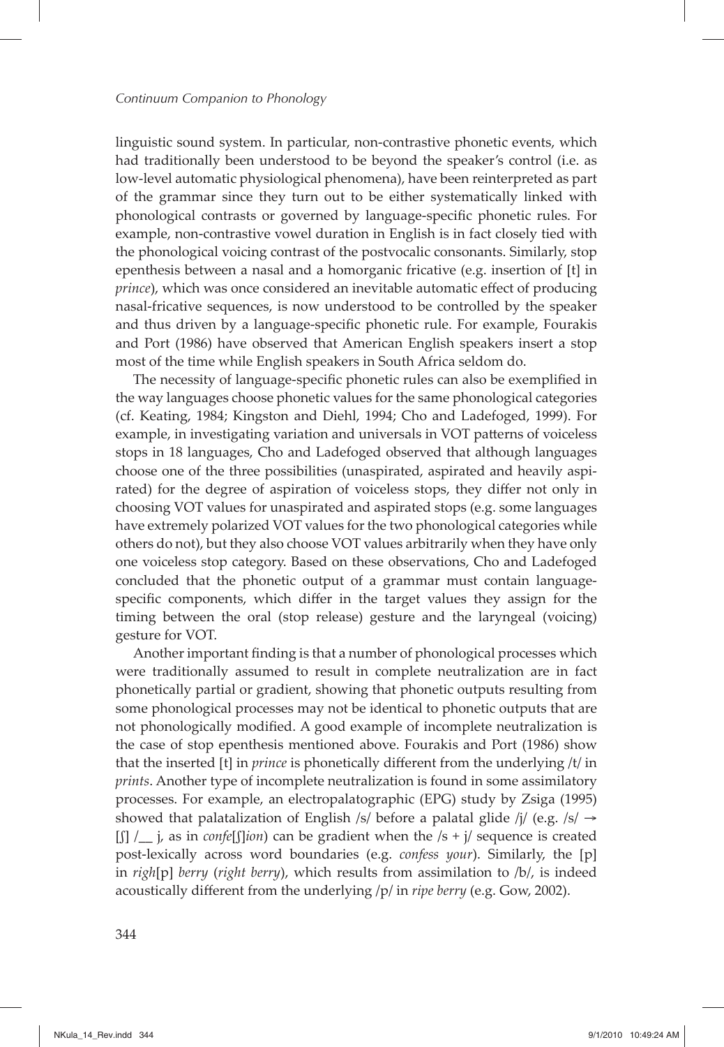linguistic sound system. In particular, non-contrastive phonetic events, which had traditionally been understood to be beyond the speaker's control (i.e. as low-level automatic physiological phenomena), have been reinterpreted as part of the grammar since they turn out to be either systematically linked with phonological contrasts or governed by language-specific phonetic rules. For example, non-contrastive vowel duration in English is in fact closely tied with the phonological voicing contrast of the postvocalic consonants. Similarly, stop epenthesis between a nasal and a homorganic fricative (e.g. insertion of [t] in *prince*), which was once considered an inevitable automatic effect of producing nasal-fricative sequences, is now understood to be controlled by the speaker and thus driven by a language-specific phonetic rule. For example, Fourakis and Port (1986) have observed that American English speakers insert a stop most of the time while English speakers in South Africa seldom do.

The necessity of language-specific phonetic rules can also be exemplified in the way languages choose phonetic values for the same phonological categories (cf. Keating, 1984; Kingston and Diehl, 1994; Cho and Ladefoged, 1999). For example, in investigating variation and universals in VOT patterns of voiceless stops in 18 languages, Cho and Ladefoged observed that although languages choose one of the three possibilities (unaspirated, aspirated and heavily aspirated) for the degree of aspiration of voiceless stops, they differ not only in choosing VOT values for unaspirated and aspirated stops (e.g. some languages have extremely polarized VOT values for the two phonological categories while others do not), but they also choose VOT values arbitrarily when they have only one voiceless stop category. Based on these observations, Cho and Ladefoged concluded that the phonetic output of a grammar must contain language-specific components, which differ in the target values they assign for the timing between the oral (stop release) gesture and the laryngeal (voicing) gesture for VOT.

Another important finding is that a number of phonological processes which were traditionally assumed to result in complete neutralization are in fact phonetically partial or gradient, showing that phonetic outputs resulting from some phonological processes may not be identical to phonetic outputs that are not phonologically modified. A good example of incomplete neutralization is the case of stop epenthesis mentioned above. Fourakis and Port (1986) show that the inserted [t] in *prince* is phonetically different from the underlying /t/ in *prints*. Another type of incomplete neutralization is found in some assimilatory processes. For example, an electropalatographic (EPG) study by Zsiga (1995) showed that palatalization of English /s/ before a palatal glide /j/ (e.g. /s/ → [ʃ] /__ j, as in *confe*[ʃ]*ion*) can be gradient when the /s + j/ sequence is created post-lexically across word boundaries (e.g. *confess your*). Similarly, the [p] in *righ*[p] *berry* (*right berry*), which results from assimilation to /b/, is indeed acoustically different from the underlying /p/ in *ripe berry* (e.g. Gow, 2002).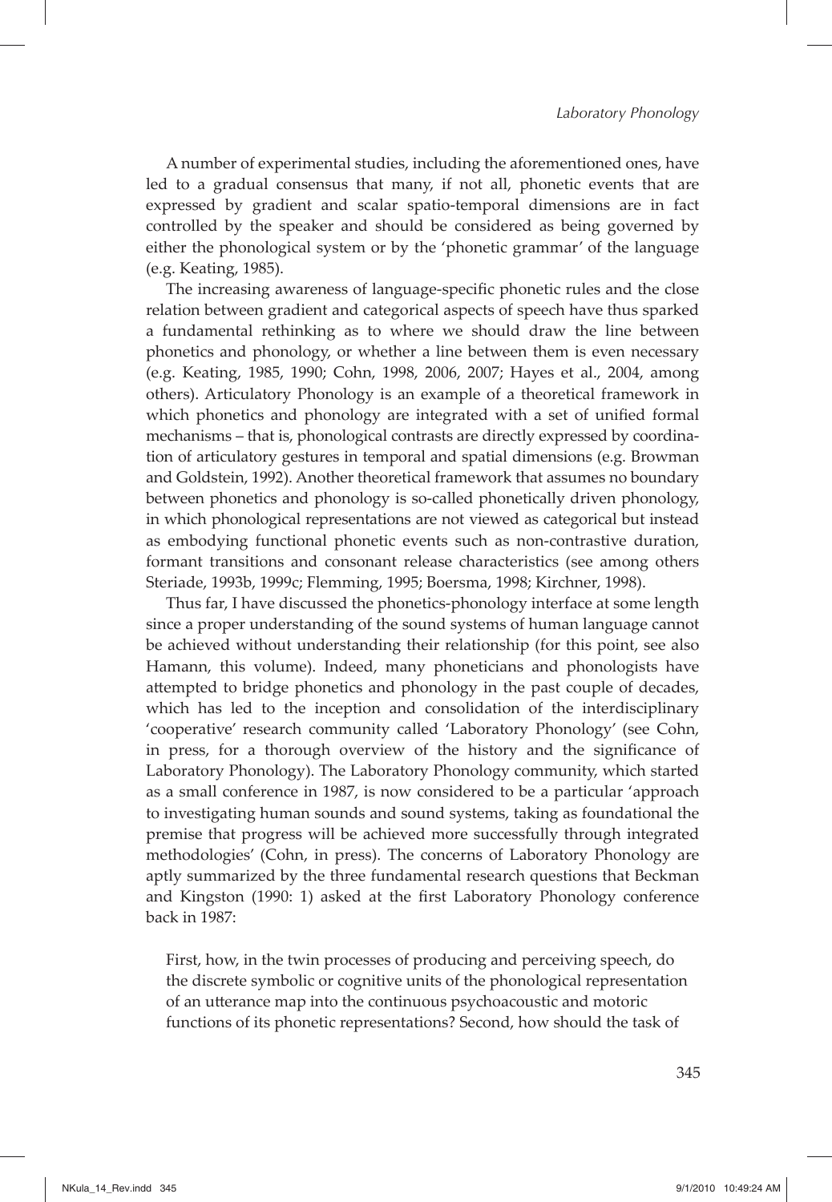A number of experimental studies, including the aforementioned ones, have led to a gradual consensus that many, if not all, phonetic events that are expressed by gradient and scalar spatio-temporal dimensions are in fact controlled by the speaker and should be considered as being governed by either the phonological system or by the 'phonetic grammar' of the language (e.g. Keating, 1985).

The increasing awareness of language-specific phonetic rules and the close relation between gradient and categorical aspects of speech have thus sparked a fundamental rethinking as to where we should draw the line between phonetics and phonology, or whether a line between them is even necessary (e.g. Keating, 1985, 1990; Cohn, 1998, 2006, 2007; Hayes et al., 2004, among others). Articulatory Phonology is an example of a theoretical framework in which phonetics and phonology are integrated with a set of unified formal mechanisms – that is, phonological contrasts are directly expressed by coordination of articulatory gestures in temporal and spatial dimensions (e.g. Browman and Goldstein, 1992). Another theoretical framework that assumes no boundary between phonetics and phonology is so-called phonetically driven phonology, in which phonological representations are not viewed as categorical but instead as embodying functional phonetic events such as non-contrastive duration, formant transitions and consonant release characteristics (see among others Steriade, 1993b, 1999c; Flemming, 1995; Boersma, 1998; Kirchner, 1998).

Thus far, I have discussed the phonetics-phonology interface at some length since a proper understanding of the sound systems of human language cannot be achieved without understanding their relationship (for this point, see also Hamann, this volume). Indeed, many phoneticians and phonologists have attempted to bridge phonetics and phonology in the past couple of decades, which has led to the inception and consolidation of the interdisciplinary 'cooperative' research community called 'Laboratory Phonology' (see Cohn, in press, for a thorough overview of the history and the significance of Laboratory Phonology). The Laboratory Phonology community, which started as a small conference in 1987, is now considered to be a particular 'approach to investigating human sounds and sound systems, taking as foundational the premise that progress will be achieved more successfully through integrated methodologies' (Cohn, in press). The concerns of Laboratory Phonology are aptly summarized by the three fundamental research questions that Beckman and Kingston (1990: 1) asked at the first Laboratory Phonology conference back in 1987:

> First, how, in the twin processes of producing and perceiving speech, do the discrete symbolic or cognitive units of the phonological representation of an utterance map into the continuous psychoacoustic and motoric functions of its phonetic representations? Second, how should the task of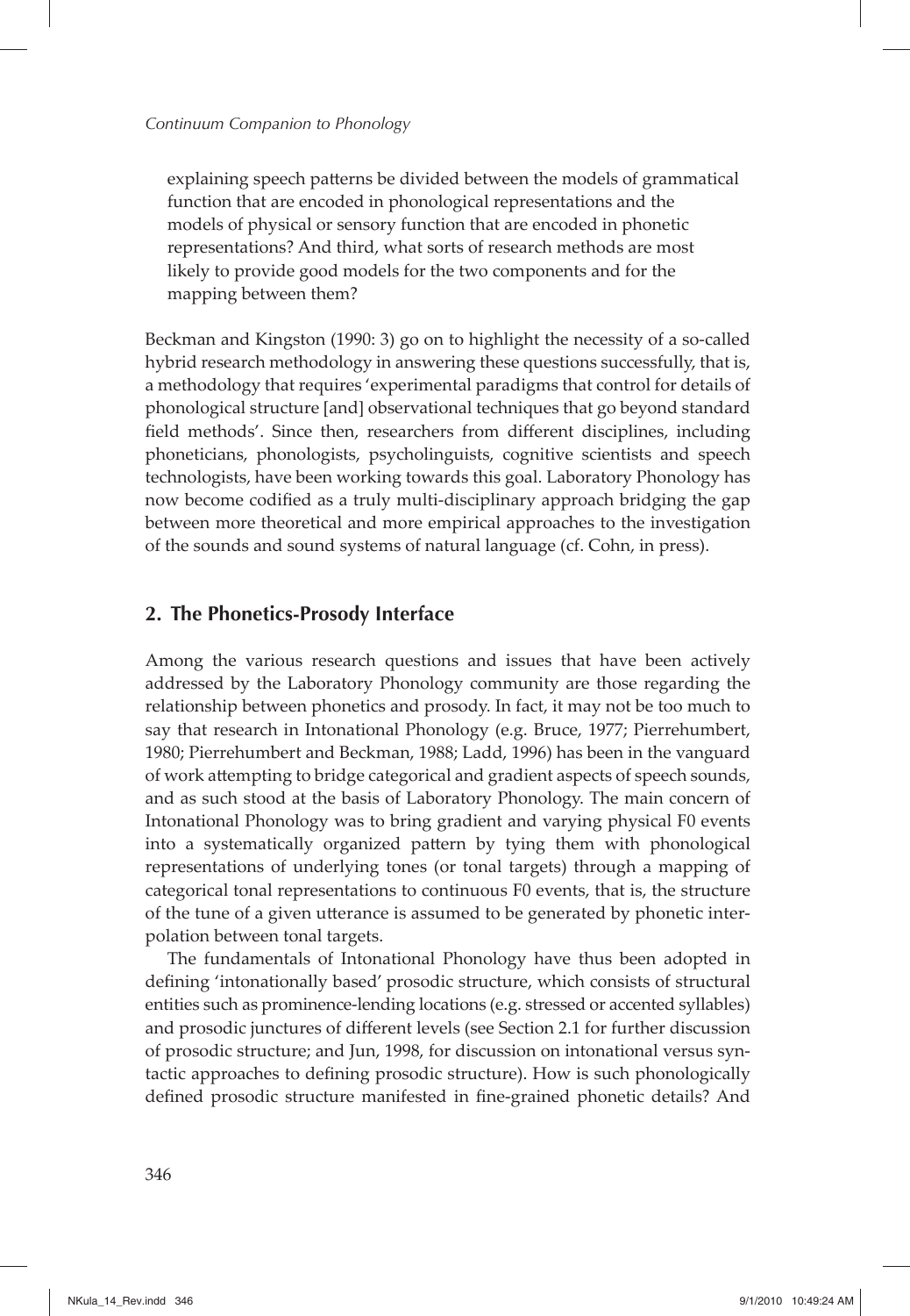explaining speech patterns be divided between the models of grammatical function that are encoded in phonological representations and the models of physical or sensory function that are encoded in phonetic representations? And third, what sorts of research methods are most likely to provide good models for the two components and for the mapping between them?

Beckman and Kingston (1990: 3) go on to highlight the necessity of a so-called hybrid research methodology in answering these questions successfully, that is, a methodology that requires 'experimental paradigms that control for details of phonological structure [and] observational techniques that go beyond standard field methods'. Since then, researchers from different disciplines, including phoneticians, phonologists, psycholinguists, cognitive scientists and speech technologists, have been working towards this goal. Laboratory Phonology has now become codified as a truly multi-disciplinary approach bridging the gap between more theoretical and more empirical approaches to the investigation of the sounds and sound systems of natural language (cf. Cohn, in press).

## 2. The Phonetics-Prosody Interface

Among the various research questions and issues that have been actively addressed by the Laboratory Phonology community are those regarding the relationship between phonetics and prosody. In fact, it may not be too much to say that research in Intonational Phonology (e.g. Bruce, 1977; Pierrehumbert, 1980; Pierrehumbert and Beckman, 1988; Ladd, 1996) has been in the vanguard of work attempting to bridge categorical and gradient aspects of speech sounds, and as such stood at the basis of Laboratory Phonology. The main concern of Intonational Phonology was to bring gradient and varying physical F0 events into a systematically organized pattern by tying them with phonological representations of underlying tones (or tonal targets) through a mapping of categorical tonal representations to continuous F0 events, that is, the structure of the tune of a given utterance is assumed to be generated by phonetic interpolation between tonal targets.

The fundamentals of Intonational Phonology have thus been adopted in defining 'intonationally based' prosodic structure, which consists of structural entities such as prominence-lending locations (e.g. stressed or accented syllables) and prosodic junctures of different levels (see Section 2.1 for further discussion of prosodic structure; and Jun, 1998, for discussion on intonational versus syntactic approaches to defining prosodic structure). How is such phonologically defined prosodic structure manifested in fine-grained phonetic details? And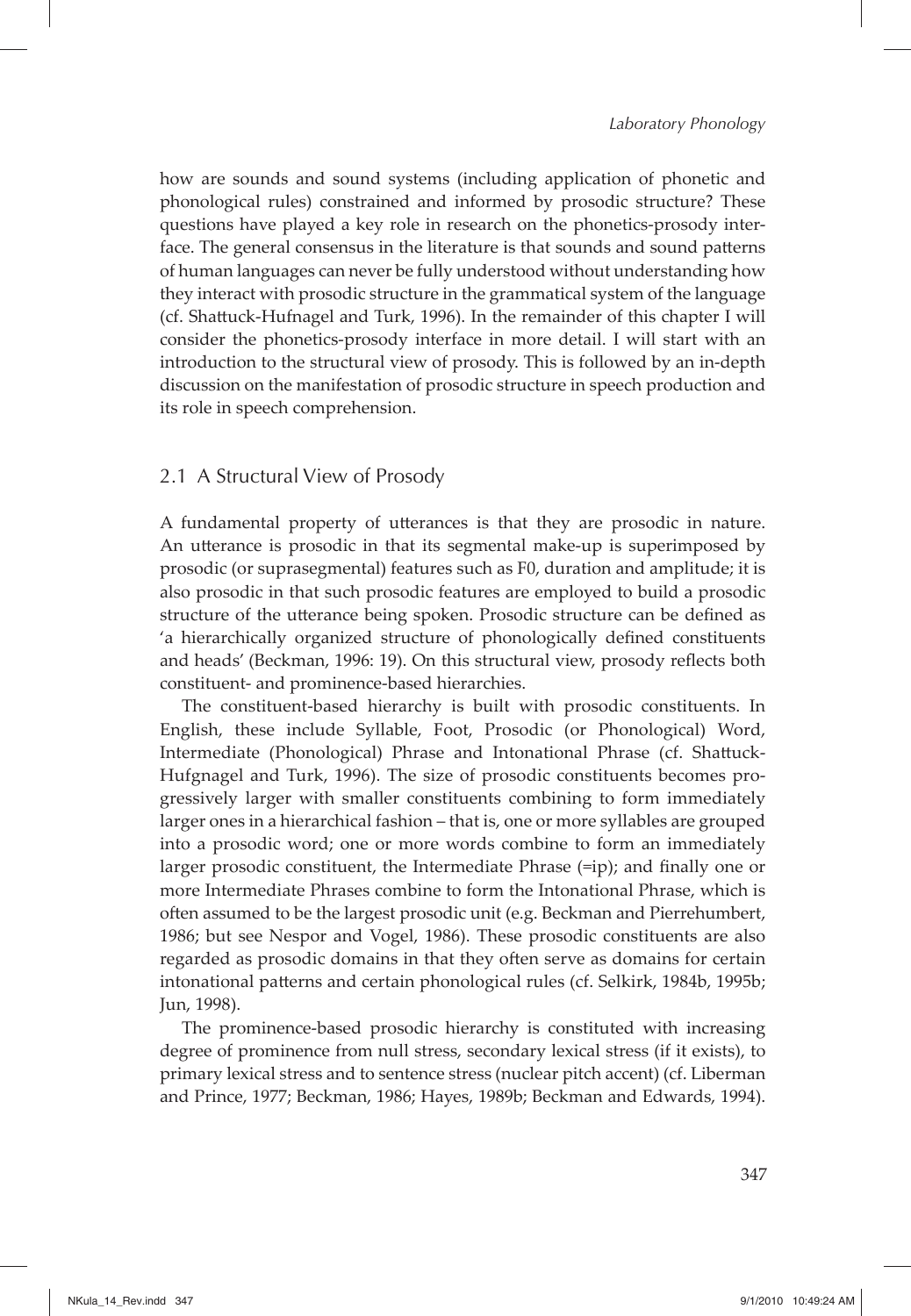how are sounds and sound systems (including application of phonetic and phonological rules) constrained and informed by prosodic structure? These questions have played a key role in research on the phonetics-prosody interface. The general consensus in the literature is that sounds and sound patterns of human languages can never be fully understood without understanding how they interact with prosodic structure in the grammatical system of the language (cf. Shattuck-Hufnagel and Turk, 1996). In the remainder of this chapter I will consider the phonetics-prosody interface in more detail. I will start with an introduction to the structural view of prosody. This is followed by an in-depth discussion on the manifestation of prosodic structure in speech production and its role in speech comprehension.

## 2.1 A Structural View of Prosody

A fundamental property of utterances is that they are prosodic in nature. An utterance is prosodic in that its segmental make-up is superimposed by prosodic (or suprasegmental) features such as F0, duration and amplitude; it is also prosodic in that such prosodic features are employed to build a prosodic structure of the utterance being spoken. Prosodic structure can be defined as 'a hierarchically organized structure of phonologically defined constituents and heads' (Beckman, 1996: 19). On this structural view, prosody reflects both constituent- and prominence-based hierarchies.

The constituent-based hierarchy is built with prosodic constituents. In English, these include Syllable, Foot, Prosodic (or Phonological) Word, Intermediate (Phonological) Phrase and Intonational Phrase (cf. Shattuck-Hufgnagel and Turk, 1996). The size of prosodic constituents becomes progressively larger with smaller constituents combining to form immediately larger ones in a hierarchical fashion – that is, one or more syllables are grouped into a prosodic word; one or more words combine to form an immediately larger prosodic constituent, the Intermediate Phrase (=ip); and finally one or more Intermediate Phrases combine to form the Intonational Phrase, which is often assumed to be the largest prosodic unit (e.g. Beckman and Pierrehumbert, 1986; but see Nespor and Vogel, 1986). These prosodic constituents are also regarded as prosodic domains in that they often serve as domains for certain intonational patterns and certain phonological rules (cf. Selkirk, 1984b, 1995b; Jun, 1998).

The prominence-based prosodic hierarchy is constituted with increasing degree of prominence from null stress, secondary lexical stress (if it exists), to primary lexical stress and to sentence stress (nuclear pitch accent) (cf. Liberman and Prince, 1977; Beckman, 1986; Hayes, 1989b; Beckman and Edwards, 1994).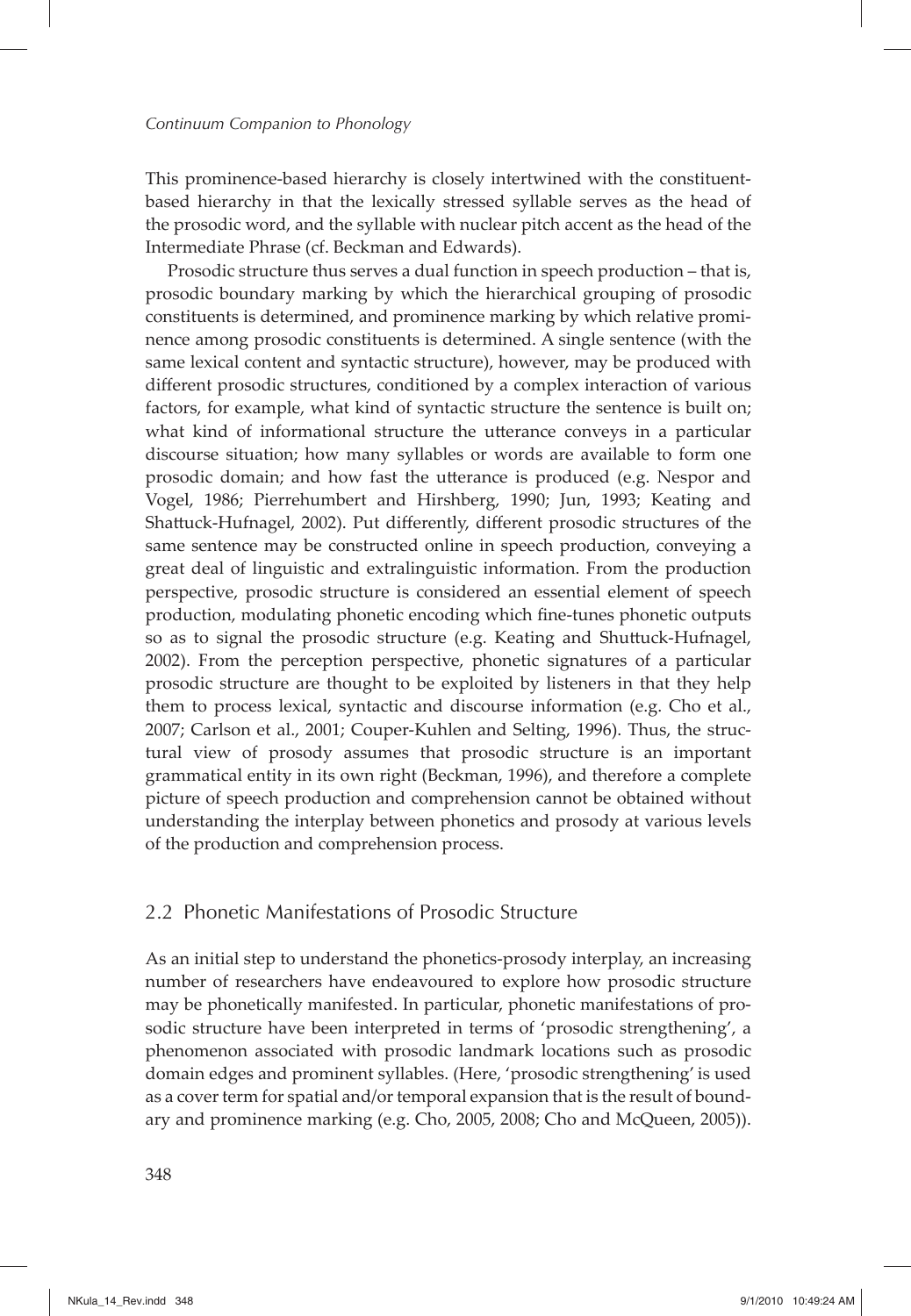This prominence-based hierarchy is closely intertwined with the constituent-based hierarchy in that the lexically stressed syllable serves as the head of the prosodic word, and the syllable with nuclear pitch accent as the head of the Intermediate Phrase (cf. Beckman and Edwards).

Prosodic structure thus serves a dual function in speech production – that is, prosodic boundary marking by which the hierarchical grouping of prosodic constituents is determined, and prominence marking by which relative prominence among prosodic constituents is determined. A single sentence (with the same lexical content and syntactic structure), however, may be produced with different prosodic structures, conditioned by a complex interaction of various factors, for example, what kind of syntactic structure the sentence is built on; what kind of informational structure the utterance conveys in a particular discourse situation; how many syllables or words are available to form one prosodic domain; and how fast the utterance is produced (e.g. Nespor and Vogel, 1986; Pierrehumbert and Hirshberg, 1990; Jun, 1993; Keating and Shattuck-Hufnagel, 2002). Put differently, different prosodic structures of the same sentence may be constructed online in speech production, conveying a great deal of linguistic and extralinguistic information. From the production perspective, prosodic structure is considered an essential element of speech production, modulating phonetic encoding which fine-tunes phonetic outputs so as to signal the prosodic structure (e.g. Keating and Shuttuck-Hufnagel, 2002). From the perception perspective, phonetic signatures of a particular prosodic structure are thought to be exploited by listeners in that they help them to process lexical, syntactic and discourse information (e.g. Cho et al., 2007; Carlson et al., 2001; Couper-Kuhlen and Selting, 1996). Thus, the structural view of prosody assumes that prosodic structure is an important grammatical entity in its own right (Beckman, 1996), and therefore a complete picture of speech production and comprehension cannot be obtained without understanding the interplay between phonetics and prosody at various levels of the production and comprehension process.

## 2.2 Phonetic Manifestations of Prosodic Structure

As an initial step to understand the phonetics-prosody interplay, an increasing number of researchers have endeavoured to explore how prosodic structure may be phonetically manifested. In particular, phonetic manifestations of prosodic structure have been interpreted in terms of 'prosodic strengthening', a phenomenon associated with prosodic landmark locations such as prosodic domain edges and prominent syllables. (Here, 'prosodic strengthening' is used as a cover term for spatial and/or temporal expansion that is the result of boundary and prominence marking (e.g. Cho, 2005, 2008; Cho and McQueen, 2005)).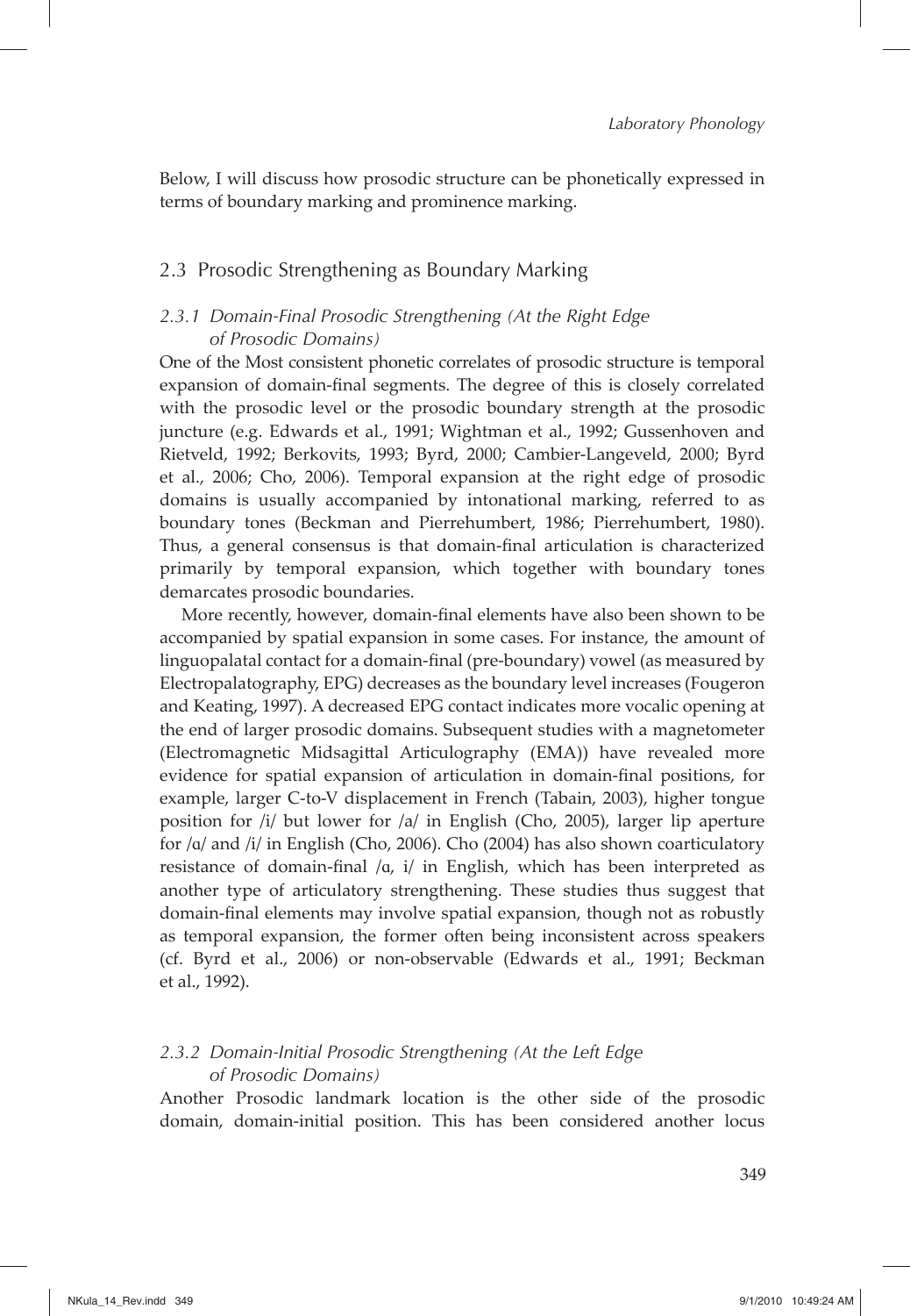Below, I will discuss how prosodic structure can be phonetically expressed in terms of boundary marking and prominence marking.

## 2.3 Prosodic Strengthening as Boundary Marking

### *2.3.1 Domain-Final Prosodic Strengthening (At the Right Edge of Prosodic Domains)*

One of the Most consistent phonetic correlates of prosodic structure is temporal expansion of domain-final segments. The degree of this is closely correlated with the prosodic level or the prosodic boundary strength at the prosodic juncture (e.g. Edwards et al., 1991; Wightman et al., 1992; Gussenhoven and Rietveld, 1992; Berkovits, 1993; Byrd, 2000; Cambier-Langeveld, 2000; Byrd et al., 2006; Cho, 2006). Temporal expansion at the right edge of prosodic domains is usually accompanied by intonational marking, referred to as boundary tones (Beckman and Pierrehumbert, 1986; Pierrehumbert, 1980). Thus, a general consensus is that domain-final articulation is characterized primarily by temporal expansion, which together with boundary tones demarcates prosodic boundaries.

More recently, however, domain-final elements have also been shown to be accompanied by spatial expansion in some cases. For instance, the amount of linguopalatal contact for a domain-final (pre-boundary) vowel (as measured by Electropalatography, EPG) decreases as the boundary level increases (Fougeron and Keating, 1997). A decreased EPG contact indicates more vocalic opening at the end of larger prosodic domains. Subsequent studies with a magnetometer (Electromagnetic Midsagittal Articulography (EMA)) have revealed more evidence for spatial expansion of articulation in domain-final positions, for example, larger C-to-V displacement in French (Tabain, 2003), higher tongue position for /i/ but lower for /a/ in English (Cho, 2005), larger lip aperture for /ɑ/ and /i/ in English (Cho, 2006). Cho (2004) has also shown coarticulatory resistance of domain-final /ɑ, i/ in English, which has been interpreted as another type of articulatory strengthening. These studies thus suggest that domain-final elements may involve spatial expansion, though not as robustly as temporal expansion, the former often being inconsistent across speakers (cf. Byrd et al., 2006) or non-observable (Edwards et al., 1991; Beckman et al., 1992).

### *2.3.2 Domain-Initial Prosodic Strengthening (At the Left Edge of Prosodic Domains)*

Another Prosodic landmark location is the other side of the prosodic domain, domain-initial position. This has been considered another locus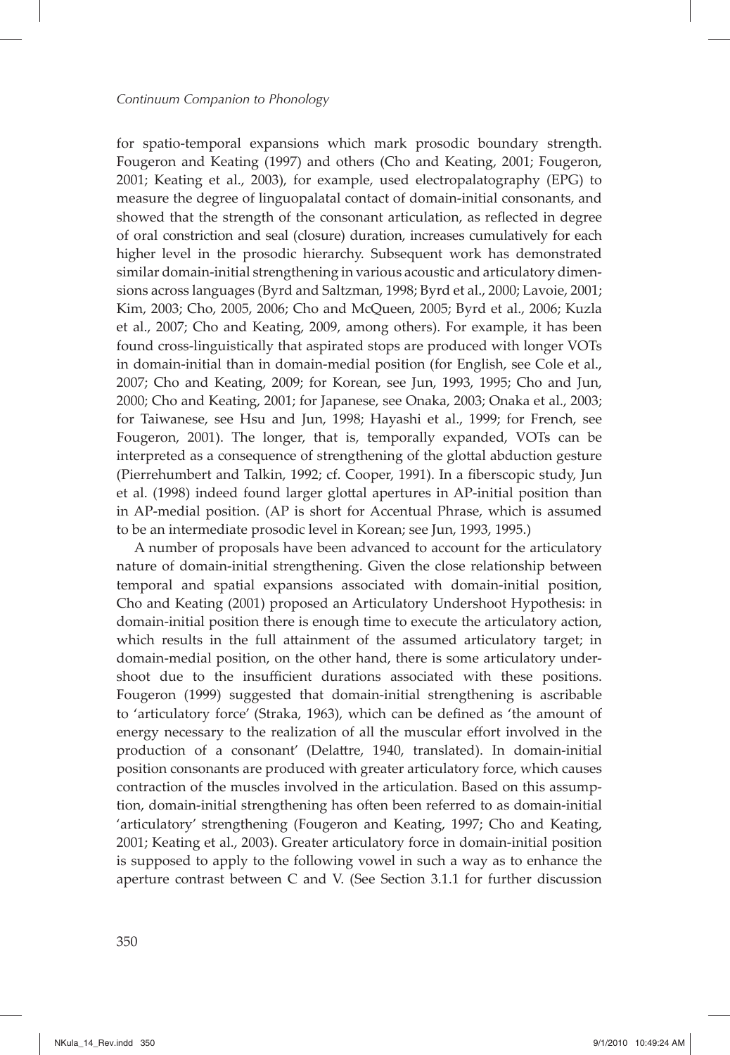for spatio-temporal expansions which mark prosodic boundary strength. Fougeron and Keating (1997) and others (Cho and Keating, 2001; Fougeron, 2001; Keating et al., 2003), for example, used electropalatography (EPG) to measure the degree of linguopalatal contact of domain-initial consonants, and showed that the strength of the consonant articulation, as reflected in degree of oral constriction and seal (closure) duration, increases cumulatively for each higher level in the prosodic hierarchy. Subsequent work has demonstrated similar domain-initial strengthening in various acoustic and articulatory dimensions across languages (Byrd and Saltzman, 1998; Byrd et al., 2000; Lavoie, 2001; Kim, 2003; Cho, 2005, 2006; Cho and McQueen, 2005; Byrd et al., 2006; Kuzla et al., 2007; Cho and Keating, 2009, among others). For example, it has been found cross-linguistically that aspirated stops are produced with longer VOTs in domain-initial than in domain-medial position (for English, see Cole et al., 2007; Cho and Keating, 2009; for Korean, see Jun, 1993, 1995; Cho and Jun, 2000; Cho and Keating, 2001; for Japanese, see Onaka, 2003; Onaka et al., 2003; for Taiwanese, see Hsu and Jun, 1998; Hayashi et al., 1999; for French, see Fougeron, 2001). The longer, that is, temporally expanded, VOTs can be interpreted as a consequence of strengthening of the glottal abduction gesture (Pierrehumbert and Talkin, 1992; cf. Cooper, 1991). In a fiberscopic study, Jun et al. (1998) indeed found larger glottal apertures in AP-initial position than in AP-medial position. (AP is short for Accentual Phrase, which is assumed to be an intermediate prosodic level in Korean; see Jun, 1993, 1995.)

A number of proposals have been advanced to account for the articulatory nature of domain-initial strengthening. Given the close relationship between temporal and spatial expansions associated with domain-initial position, Cho and Keating (2001) proposed an Articulatory Undershoot Hypothesis: in domain-initial position there is enough time to execute the articulatory action, which results in the full attainment of the assumed articulatory target; in domain-medial position, on the other hand, there is some articulatory undershoot due to the insufficient durations associated with these positions. Fougeron (1999) suggested that domain-initial strengthening is ascribable to 'articulatory force' (Straka, 1963), which can be defined as 'the amount of energy necessary to the realization of all the muscular effort involved in the production of a consonant' (Delattre, 1940, translated). In domain-initial position consonants are produced with greater articulatory force, which causes contraction of the muscles involved in the articulation. Based on this assumption, domain-initial strengthening has often been referred to as domain-initial 'articulatory' strengthening (Fougeron and Keating, 1997; Cho and Keating, 2001; Keating et al., 2003). Greater articulatory force in domain-initial position is supposed to apply to the following vowel in such a way as to enhance the aperture contrast between C and V. (See Section 3.1.1 for further discussion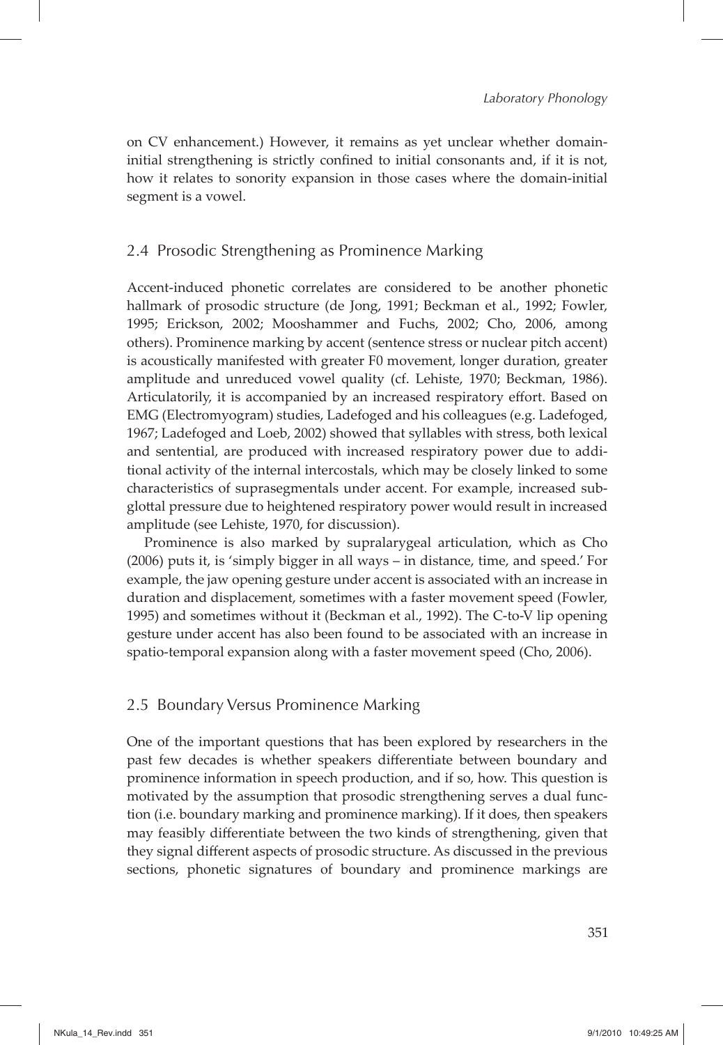on CV enhancement.) However, it remains as yet unclear whether domain-initial strengthening is strictly confined to initial consonants and, if it is not, how it relates to sonority expansion in those cases where the domain-initial segment is a vowel.

## 2.4 Prosodic Strengthening as Prominence Marking

Accent-induced phonetic correlates are considered to be another phonetic hallmark of prosodic structure (de Jong, 1991; Beckman et al., 1992; Fowler, 1995; Erickson, 2002; Mooshammer and Fuchs, 2002; Cho, 2006, among others). Prominence marking by accent (sentence stress or nuclear pitch accent) is acoustically manifested with greater F0 movement, longer duration, greater amplitude and unreduced vowel quality (cf. Lehiste, 1970; Beckman, 1986). Articulatorily, it is accompanied by an increased respiratory effort. Based on EMG (Electromyogram) studies, Ladefoged and his colleagues (e.g. Ladefoged, 1967; Ladefoged and Loeb, 2002) showed that syllables with stress, both lexical and sentential, are produced with increased respiratory power due to additional activity of the internal intercostals, which may be closely linked to some characteristics of suprasegmentals under accent. For example, increased subglottal pressure due to heightened respiratory power would result in increased amplitude (see Lehiste, 1970, for discussion).

Prominence is also marked by supralarygeal articulation, which as Cho (2006) puts it, is 'simply bigger in all ways – in distance, time, and speed.' For example, the jaw opening gesture under accent is associated with an increase in duration and displacement, sometimes with a faster movement speed (Fowler, 1995) and sometimes without it (Beckman et al., 1992). The C-to-V lip opening gesture under accent has also been found to be associated with an increase in spatio-temporal expansion along with a faster movement speed (Cho, 2006).

## 2.5 Boundary Versus Prominence Marking

One of the important questions that has been explored by researchers in the past few decades is whether speakers differentiate between boundary and prominence information in speech production, and if so, how. This question is motivated by the assumption that prosodic strengthening serves a dual function (i.e. boundary marking and prominence marking). If it does, then speakers may feasibly differentiate between the two kinds of strengthening, given that they signal different aspects of prosodic structure. As discussed in the previous sections, phonetic signatures of boundary and prominence markings are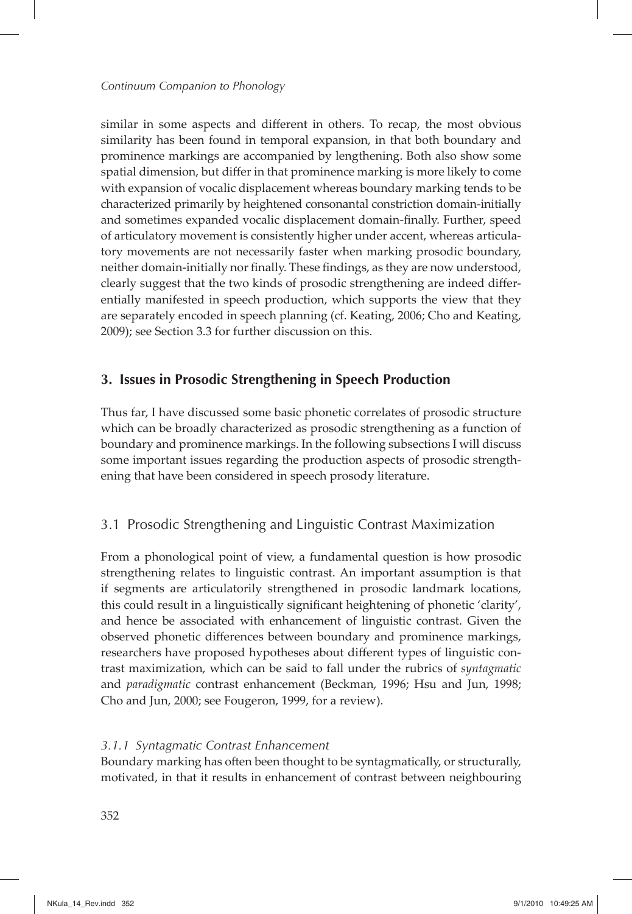similar in some aspects and different in others. To recap, the most obvious similarity has been found in temporal expansion, in that both boundary and prominence markings are accompanied by lengthening. Both also show some spatial dimension, but differ in that prominence marking is more likely to come with expansion of vocalic displacement whereas boundary marking tends to be characterized primarily by heightened consonantal constriction domain-initially and sometimes expanded vocalic displacement domain-finally. Further, speed of articulatory movement is consistently higher under accent, whereas articulatory movements are not necessarily faster when marking prosodic boundary, neither domain-initially nor finally. These findings, as they are now understood, clearly suggest that the two kinds of prosodic strengthening are indeed differentially manifested in speech production, which supports the view that they are separately encoded in speech planning (cf. Keating, 2006; Cho and Keating, 2009); see Section 3.3 for further discussion on this.

## 3. Issues in Prosodic Strengthening in Speech Production

Thus far, I have discussed some basic phonetic correlates of prosodic structure which can be broadly characterized as prosodic strengthening as a function of boundary and prominence markings. In the following subsections I will discuss some important issues regarding the production aspects of prosodic strengthening that have been considered in speech prosody literature.

### 3.1 Prosodic Strengthening and Linguistic Contrast Maximization

From a phonological point of view, a fundamental question is how prosodic strengthening relates to linguistic contrast. An important assumption is that if segments are articulatorily strengthened in prosodic landmark locations, this could result in a linguistically significant heightening of phonetic 'clarity', and hence be associated with enhancement of linguistic contrast. Given the observed phonetic differences between boundary and prominence markings, researchers have proposed hypotheses about different types of linguistic contrast maximization, which can be said to fall under the rubrics of *syntagmatic* and *paradigmatic* contrast enhancement (Beckman, 1996; Hsu and Jun, 1998; Cho and Jun, 2000; see Fougeron, 1999, for a review).

#### *3.1.1 Syntagmatic Contrast Enhancement*

Boundary marking has often been thought to be syntagmatically, or structurally, motivated, in that it results in enhancement of contrast between neighbouring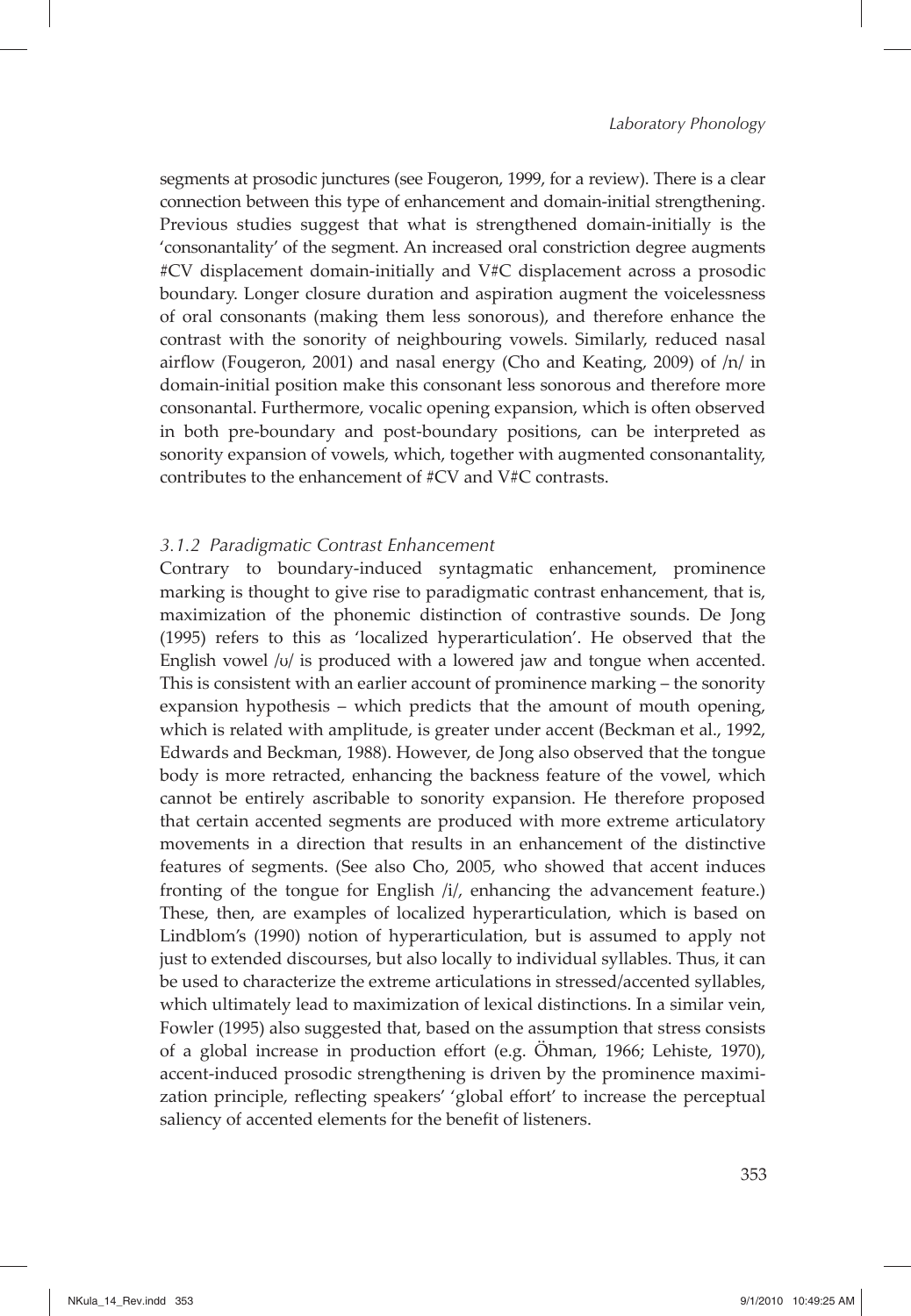segments at prosodic junctures (see Fougeron, 1999, for a review). There is a clear connection between this type of enhancement and domain-initial strengthening. Previous studies suggest that what is strengthened domain-initially is the 'consonantality' of the segment. An increased oral constriction degree augments #CV displacement domain-initially and V#C displacement across a prosodic boundary. Longer closure duration and aspiration augment the voicelessness of oral consonants (making them less sonorous), and therefore enhance the contrast with the sonority of neighbouring vowels. Similarly, reduced nasal airflow (Fougeron, 2001) and nasal energy (Cho and Keating, 2009) of /n/ in domain-initial position make this consonant less sonorous and therefore more consonantal. Furthermore, vocalic opening expansion, which is often observed in both pre-boundary and post-boundary positions, can be interpreted as sonority expansion of vowels, which, together with augmented consonantality, contributes to the enhancement of #CV and V#C contrasts.

### *3.1.2 Paradigmatic Contrast Enhancement*

Contrary to boundary-induced syntagmatic enhancement, prominence marking is thought to give rise to paradigmatic contrast enhancement, that is, maximization of the phonemic distinction of contrastive sounds. De Jong (1995) refers to this as 'localized hyperarticulation'. He observed that the English vowel /ʊ/ is produced with a lowered jaw and tongue when accented. This is consistent with an earlier account of prominence marking – the sonority expansion hypothesis – which predicts that the amount of mouth opening, which is related with amplitude, is greater under accent (Beckman et al., 1992, Edwards and Beckman, 1988). However, de Jong also observed that the tongue body is more retracted, enhancing the backness feature of the vowel, which cannot be entirely ascribable to sonority expansion. He therefore proposed that certain accented segments are produced with more extreme articulatory movements in a direction that results in an enhancement of the distinctive features of segments. (See also Cho, 2005, who showed that accent induces fronting of the tongue for English /i/, enhancing the advancement feature.) These, then, are examples of localized hyperarticulation, which is based on Lindblom's (1990) notion of hyperarticulation, but is assumed to apply not just to extended discourses, but also locally to individual syllables. Thus, it can be used to characterize the extreme articulations in stressed/accented syllables, which ultimately lead to maximization of lexical distinctions. In a similar vein, Fowler (1995) also suggested that, based on the assumption that stress consists of a global increase in production effort (e.g. Öhman, 1966; Lehiste, 1970), accent-induced prosodic strengthening is driven by the prominence maximization principle, reflecting speakers' 'global effort' to increase the perceptual saliency of accented elements for the benefit of listeners.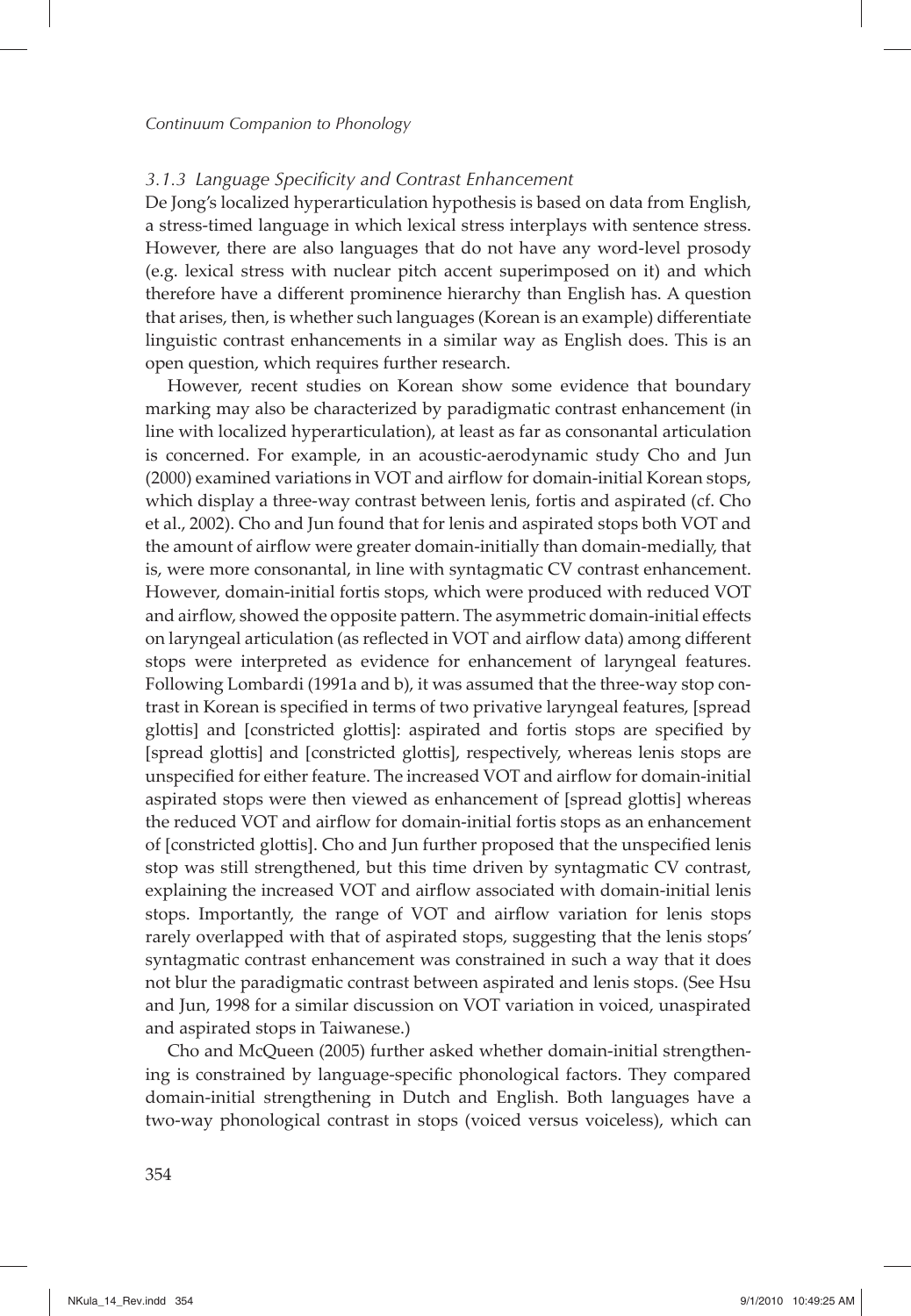### *3.1.3 Language Specificity and Contrast Enhancement*

De Jong's localized hyperarticulation hypothesis is based on data from English, a stress-timed language in which lexical stress interplays with sentence stress. However, there are also languages that do not have any word-level prosody (e.g. lexical stress with nuclear pitch accent superimposed on it) and which therefore have a different prominence hierarchy than English has. A question that arises, then, is whether such languages (Korean is an example) differentiate linguistic contrast enhancements in a similar way as English does. This is an open question, which requires further research.

However, recent studies on Korean show some evidence that boundary marking may also be characterized by paradigmatic contrast enhancement (in line with localized hyperarticulation), at least as far as consonantal articulation is concerned. For example, in an acoustic-aerodynamic study Cho and Jun (2000) examined variations in VOT and airflow for domain-initial Korean stops, which display a three-way contrast between lenis, fortis and aspirated (cf. Cho et al., 2002). Cho and Jun found that for lenis and aspirated stops both VOT and the amount of airflow were greater domain-initially than domain-medially, that is, were more consonantal, in line with syntagmatic CV contrast enhancement. However, domain-initial fortis stops, which were produced with reduced VOT and airflow, showed the opposite pattern. The asymmetric domain-initial effects on laryngeal articulation (as reflected in VOT and airflow data) among different stops were interpreted as evidence for enhancement of laryngeal features. Following Lombardi (1991a and b), it was assumed that the three-way stop contrast in Korean is specified in terms of two privative laryngeal features, [spread glottis] and [constricted glottis]: aspirated and fortis stops are specified by [spread glottis] and [constricted glottis], respectively, whereas lenis stops are unspecified for either feature. The increased VOT and airflow for domain-initial aspirated stops were then viewed as enhancement of [spread glottis] whereas the reduced VOT and airflow for domain-initial fortis stops as an enhancement of [constricted glottis]. Cho and Jun further proposed that the unspecified lenis stop was still strengthened, but this time driven by syntagmatic CV contrast, explaining the increased VOT and airflow associated with domain-initial lenis stops. Importantly, the range of VOT and airflow variation for lenis stops rarely overlapped with that of aspirated stops, suggesting that the lenis stops' syntagmatic contrast enhancement was constrained in such a way that it does not blur the paradigmatic contrast between aspirated and lenis stops. (See Hsu and Jun, 1998 for a similar discussion on VOT variation in voiced, unaspirated and aspirated stops in Taiwanese.)

Cho and McQueen (2005) further asked whether domain-initial strengthening is constrained by language-specific phonological factors. They compared domain-initial strengthening in Dutch and English. Both languages have a two-way phonological contrast in stops (voiced versus voiceless), which can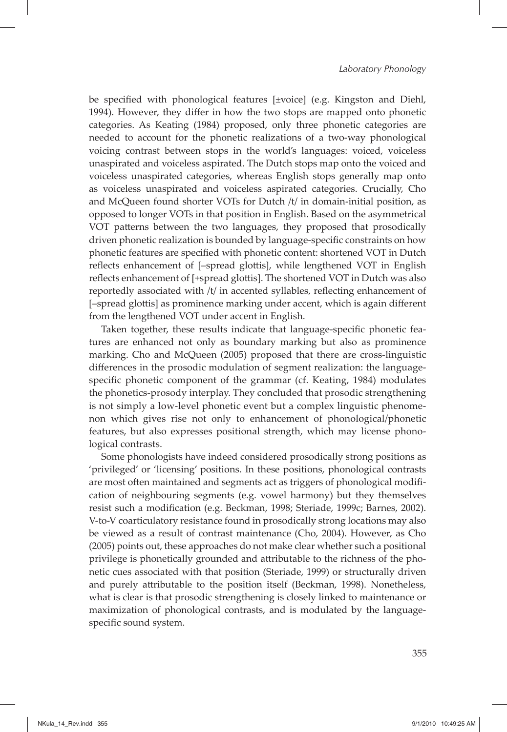be specified with phonological features [±voice] (e.g. Kingston and Diehl, 1994). However, they differ in how the two stops are mapped onto phonetic categories. As Keating (1984) proposed, only three phonetic categories are needed to account for the phonetic realizations of a two-way phonological voicing contrast between stops in the world's languages: voiced, voiceless unaspirated and voiceless aspirated. The Dutch stops map onto the voiced and voiceless unaspirated categories, whereas English stops generally map onto as voiceless unaspirated and voiceless aspirated categories. Crucially, Cho and McQueen found shorter VOTs for Dutch /t/ in domain-initial position, as opposed to longer VOTs in that position in English. Based on the asymmetrical VOT patterns between the two languages, they proposed that prosodically driven phonetic realization is bounded by language-specific constraints on how phonetic features are specified with phonetic content: shortened VOT in Dutch reflects enhancement of [–spread glottis], while lengthened VOT in English reflects enhancement of [+spread glottis]. The shortened VOT in Dutch was also reportedly associated with /t/ in accented syllables, reflecting enhancement of [–spread glottis] as prominence marking under accent, which is again different from the lengthened VOT under accent in English.

Taken together, these results indicate that language-specific phonetic features are enhanced not only as boundary marking but also as prominence marking. Cho and McQueen (2005) proposed that there are cross-linguistic differences in the prosodic modulation of segment realization: the language-specific phonetic component of the grammar (cf. Keating, 1984) modulates the phonetics-prosody interplay. They concluded that prosodic strengthening is not simply a low-level phonetic event but a complex linguistic phenomenon which gives rise not only to enhancement of phonological/phonetic features, but also expresses positional strength, which may license phonological contrasts.

Some phonologists have indeed considered prosodically strong positions as 'privileged' or 'licensing' positions. In these positions, phonological contrasts are most often maintained and segments act as triggers of phonological modification of neighbouring segments (e.g. vowel harmony) but they themselves resist such a modification (e.g. Beckman, 1998; Steriade, 1999c; Barnes, 2002). V-to-V coarticulatory resistance found in prosodically strong locations may also be viewed as a result of contrast maintenance (Cho, 2004). However, as Cho (2005) points out, these approaches do not make clear whether such a positional privilege is phonetically grounded and attributable to the richness of the phonetic cues associated with that position (Steriade, 1999) or structurally driven and purely attributable to the position itself (Beckman, 1998). Nonetheless, what is clear is that prosodic strengthening is closely linked to maintenance or maximization of phonological contrasts, and is modulated by the language-specific sound system.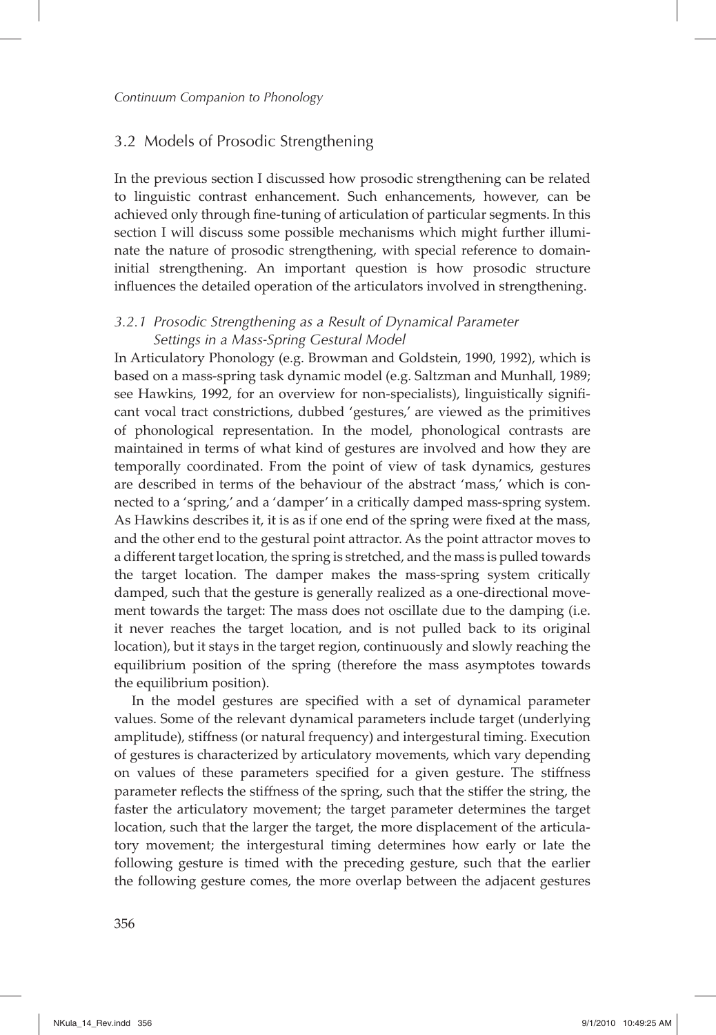## 3.2 Models of Prosodic Strengthening

In the previous section I discussed how prosodic strengthening can be related to linguistic contrast enhancement. Such enhancements, however, can be achieved only through fine-tuning of articulation of particular segments. In this section I will discuss some possible mechanisms which might further illuminate the nature of prosodic strengthening, with special reference to domain-initial strengthening. An important question is how prosodic structure influences the detailed operation of the articulators involved in strengthening.

### *3.2.1 Prosodic Strengthening as a Result of Dynamical Parameter Settings in a Mass-Spring Gestural Model*

In Articulatory Phonology (e.g. Browman and Goldstein, 1990, 1992), which is based on a mass-spring task dynamic model (e.g. Saltzman and Munhall, 1989; see Hawkins, 1992, for an overview for non-specialists), linguistically significant vocal tract constrictions, dubbed 'gestures,' are viewed as the primitives of phonological representation. In the model, phonological contrasts are maintained in terms of what kind of gestures are involved and how they are temporally coordinated. From the point of view of task dynamics, gestures are described in terms of the behaviour of the abstract 'mass,' which is connected to a 'spring,' and a 'damper' in a critically damped mass-spring system. As Hawkins describes it, it is as if one end of the spring were fixed at the mass, and the other end to the gestural point attractor. As the point attractor moves to a different target location, the spring is stretched, and the mass is pulled towards the target location. The damper makes the mass-spring system critically damped, such that the gesture is generally realized as a one-directional movement towards the target: The mass does not oscillate due to the damping (i.e. it never reaches the target location, and is not pulled back to its original location), but it stays in the target region, continuously and slowly reaching the equilibrium position of the spring (therefore the mass asymptotes towards the equilibrium position).

In the model gestures are specified with a set of dynamical parameter values. Some of the relevant dynamical parameters include target (underlying amplitude), stiffness (or natural frequency) and intergestural timing. Execution of gestures is characterized by articulatory movements, which vary depending on values of these parameters specified for a given gesture. The stiffness parameter reflects the stiffness of the spring, such that the stiffer the string, the faster the articulatory movement; the target parameter determines the target location, such that the larger the target, the more displacement of the articulatory movement; the intergestural timing determines how early or late the following gesture is timed with the preceding gesture, such that the earlier the following gesture comes, the more overlap between the adjacent gestures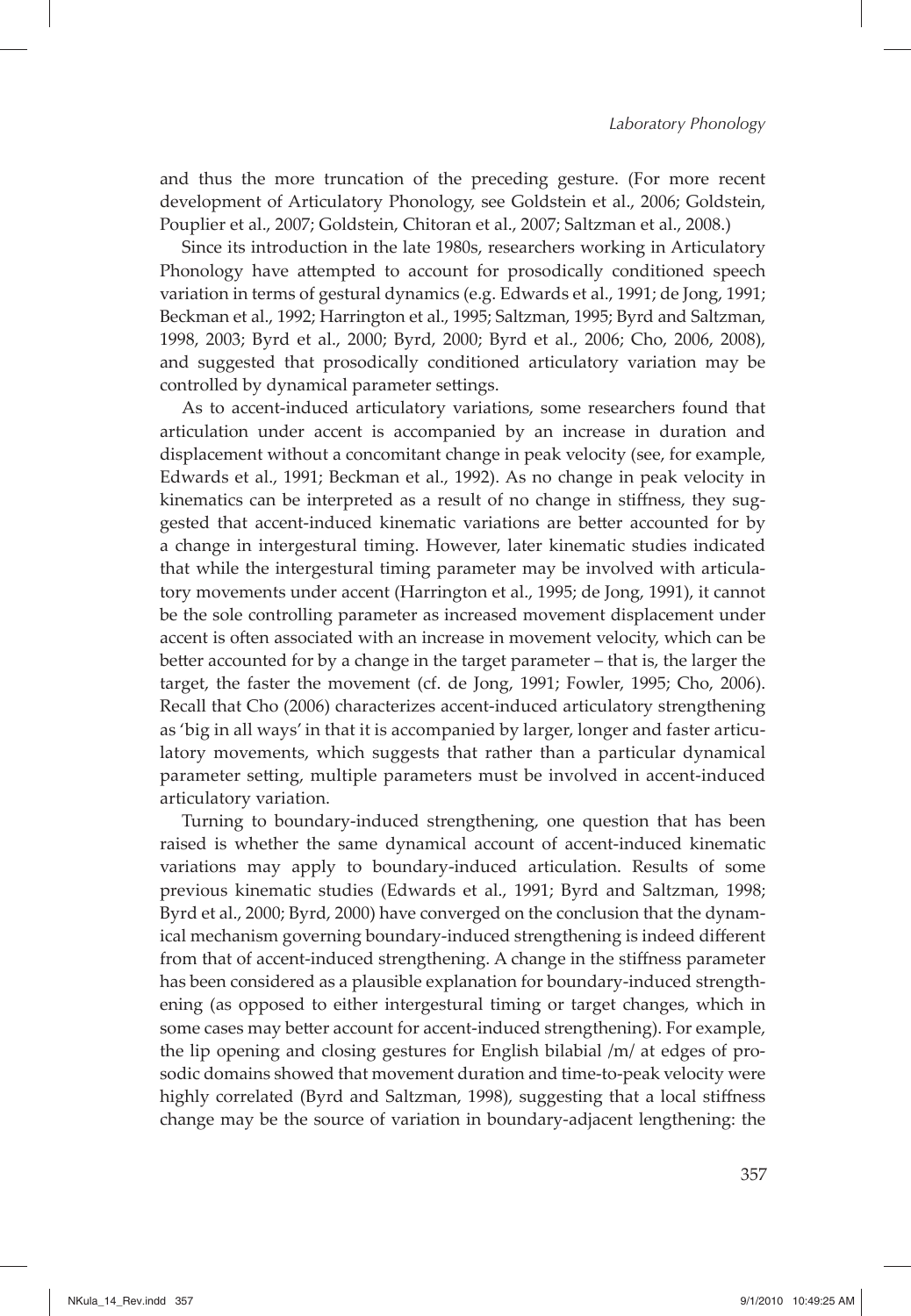and thus the more truncation of the preceding gesture. (For more recent development of Articulatory Phonology, see Goldstein et al., 2006; Goldstein, Pouplier et al., 2007; Goldstein, Chitoran et al., 2007; Saltzman et al., 2008.)

Since its introduction in the late 1980s, researchers working in Articulatory Phonology have attempted to account for prosodically conditioned speech variation in terms of gestural dynamics (e.g. Edwards et al., 1991; de Jong, 1991; Beckman et al., 1992; Harrington et al., 1995; Saltzman, 1995; Byrd and Saltzman, 1998, 2003; Byrd et al., 2000; Byrd, 2000; Byrd et al., 2006; Cho, 2006, 2008), and suggested that prosodically conditioned articulatory variation may be controlled by dynamical parameter settings.

As to accent-induced articulatory variations, some researchers found that articulation under accent is accompanied by an increase in duration and displacement without a concomitant change in peak velocity (see, for example, Edwards et al., 1991; Beckman et al., 1992). As no change in peak velocity in kinematics can be interpreted as a result of no change in stiffness, they suggested that accent-induced kinematic variations are better accounted for by a change in intergestural timing. However, later kinematic studies indicated that while the intergestural timing parameter may be involved with articulatory movements under accent (Harrington et al., 1995; de Jong, 1991), it cannot be the sole controlling parameter as increased movement displacement under accent is often associated with an increase in movement velocity, which can be better accounted for by a change in the target parameter – that is, the larger the target, the faster the movement (cf. de Jong, 1991; Fowler, 1995; Cho, 2006). Recall that Cho (2006) characterizes accent-induced articulatory strengthening as 'big in all ways' in that it is accompanied by larger, longer and faster articulatory movements, which suggests that rather than a particular dynamical parameter setting, multiple parameters must be involved in accent-induced articulatory variation.

Turning to boundary-induced strengthening, one question that has been raised is whether the same dynamical account of accent-induced kinematic variations may apply to boundary-induced articulation. Results of some previous kinematic studies (Edwards et al., 1991; Byrd and Saltzman, 1998; Byrd et al., 2000; Byrd, 2000) have converged on the conclusion that the dynamical mechanism governing boundary-induced strengthening is indeed different from that of accent-induced strengthening. A change in the stiffness parameter has been considered as a plausible explanation for boundary-induced strengthening (as opposed to either intergestural timing or target changes, which in some cases may better account for accent-induced strengthening). For example, the lip opening and closing gestures for English bilabial /m/ at edges of prosodic domains showed that movement duration and time-to-peak velocity were highly correlated (Byrd and Saltzman, 1998), suggesting that a local stiffness change may be the source of variation in boundary-adjacent lengthening: the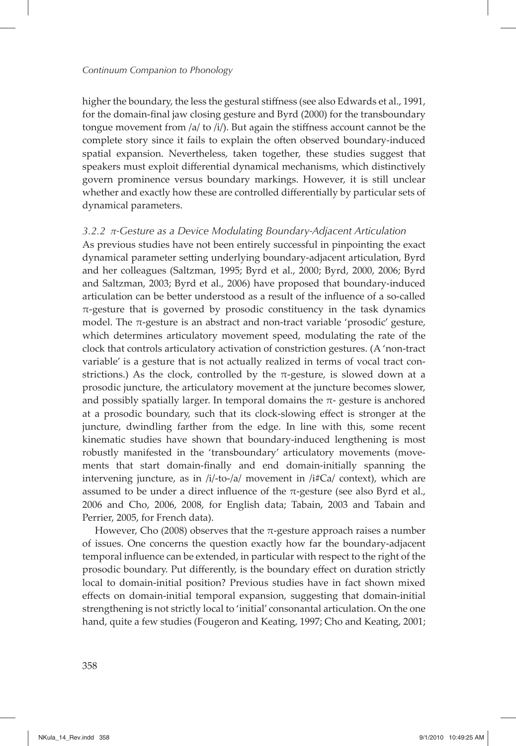higher the boundary, the less the gestural stiffness (see also Edwards et al., 1991, for the domain-final jaw closing gesture and Byrd (2000) for the transboundary tongue movement from /a/ to /i/). But again the stiffness account cannot be the complete story since it fails to explain the often observed boundary-induced spatial expansion. Nevertheless, taken together, these studies suggest that speakers must exploit differential dynamical mechanisms, which distinctively govern prominence versus boundary markings. However, it is still unclear whether and exactly how these are controlled differentially by particular sets of dynamical parameters.

### *3.2.2 π-Gesture as a Device Modulating Boundary-Adjacent Articulation*

As previous studies have not been entirely successful in pinpointing the exact dynamical parameter setting underlying boundary-adjacent articulation, Byrd and her colleagues (Saltzman, 1995; Byrd et al., 2000; Byrd, 2000, 2006; Byrd and Saltzman, 2003; Byrd et al., 2006) have proposed that boundary-induced articulation can be better understood as a result of the influence of a so-called π-gesture that is governed by prosodic constituency in the task dynamics model. The π-gesture is an abstract and non-tract variable 'prosodic' gesture, which determines articulatory movement speed, modulating the rate of the clock that controls articulatory activation of constriction gestures. (A 'non-tract variable' is a gesture that is not actually realized in terms of vocal tract constrictions.) As the clock, controlled by the π-gesture, is slowed down at a prosodic juncture, the articulatory movement at the juncture becomes slower, and possibly spatially larger. In temporal domains the π- gesture is anchored at a prosodic boundary, such that its clock-slowing effect is stronger at the juncture, dwindling farther from the edge. In line with this, some recent kinematic studies have shown that boundary-induced lengthening is most robustly manifested in the 'transboundary' articulatory movements (movements that start domain-finally and end domain-initially spanning the intervening juncture, as in /i/-to-/a/ movement in /i#Ca/ context), which are assumed to be under a direct influence of the π-gesture (see also Byrd et al., 2006 and Cho, 2006, 2008, for English data; Tabain, 2003 and Tabain and Perrier, 2005, for French data).

However, Cho (2008) observes that the π-gesture approach raises a number of issues. One concerns the question exactly how far the boundary-adjacent temporal influence can be extended, in particular with respect to the right of the prosodic boundary. Put differently, is the boundary effect on duration strictly local to domain-initial position? Previous studies have in fact shown mixed effects on domain-initial temporal expansion, suggesting that domain-initial strengthening is not strictly local to 'initial' consonantal articulation. On the one hand, quite a few studies (Fougeron and Keating, 1997; Cho and Keating, 2001;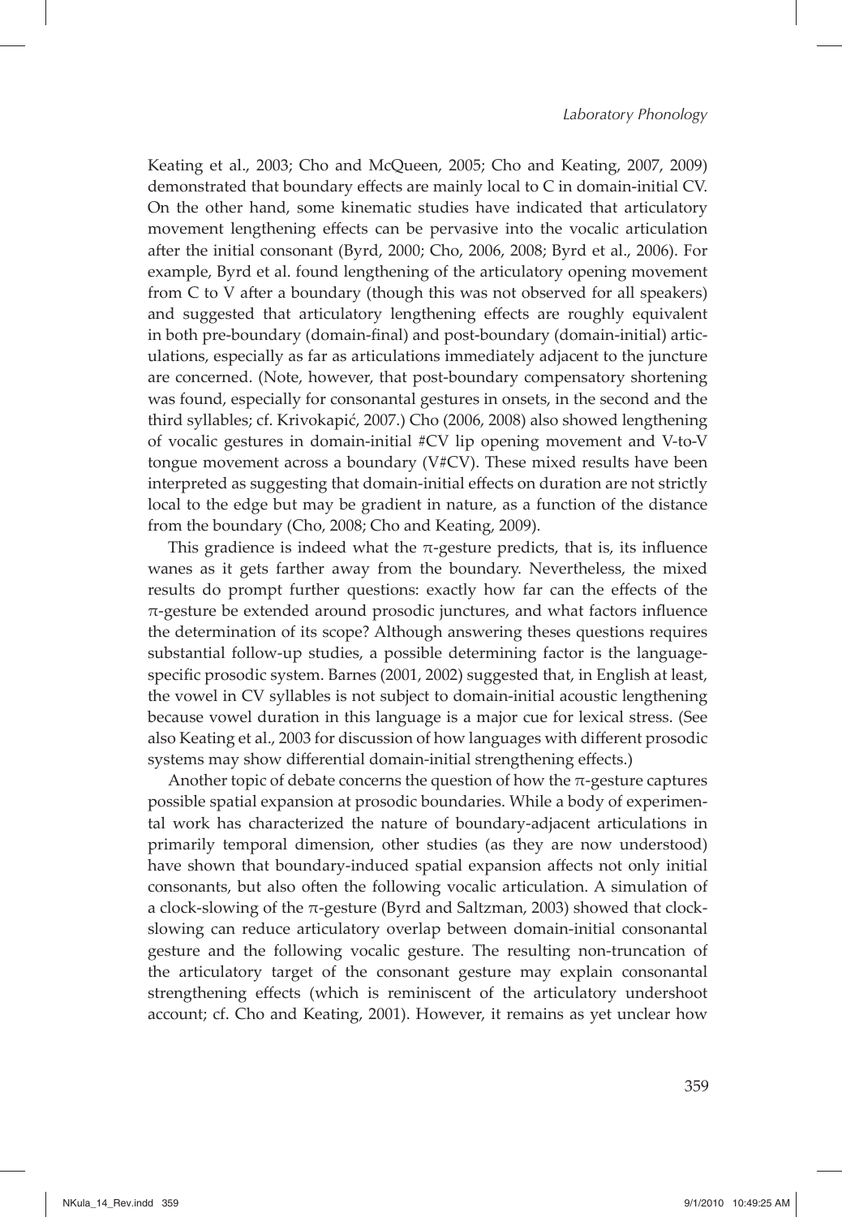Keating et al., 2003; Cho and McQueen, 2005; Cho and Keating, 2007, 2009) demonstrated that boundary effects are mainly local to C in domain-initial CV. On the other hand, some kinematic studies have indicated that articulatory movement lengthening effects can be pervasive into the vocalic articulation after the initial consonant (Byrd, 2000; Cho, 2006, 2008; Byrd et al., 2006). For example, Byrd et al. found lengthening of the articulatory opening movement from C to V after a boundary (though this was not observed for all speakers) and suggested that articulatory lengthening effects are roughly equivalent in both pre-boundary (domain-final) and post-boundary (domain-initial) articulations, especially as far as articulations immediately adjacent to the juncture are concerned. (Note, however, that post-boundary compensatory shortening was found, especially for consonantal gestures in onsets, in the second and the third syllables; cf. Krivokapić, 2007.) Cho (2006, 2008) also showed lengthening of vocalic gestures in domain-initial #CV lip opening movement and V-to-V tongue movement across a boundary (V#CV). These mixed results have been interpreted as suggesting that domain-initial effects on duration are not strictly local to the edge but may be gradient in nature, as a function of the distance from the boundary (Cho, 2008; Cho and Keating, 2009).

This gradience is indeed what the π-gesture predicts, that is, its influence wanes as it gets farther away from the boundary. Nevertheless, the mixed results do prompt further questions: exactly how far can the effects of the π-gesture be extended around prosodic junctures, and what factors influence the determination of its scope? Although answering theses questions requires substantial follow-up studies, a possible determining factor is the language-specific prosodic system. Barnes (2001, 2002) suggested that, in English at least, the vowel in CV syllables is not subject to domain-initial acoustic lengthening because vowel duration in this language is a major cue for lexical stress. (See also Keating et al., 2003 for discussion of how languages with different prosodic systems may show differential domain-initial strengthening effects.)

Another topic of debate concerns the question of how the π-gesture captures possible spatial expansion at prosodic boundaries. While a body of experimental work has characterized the nature of boundary-adjacent articulations in primarily temporal dimension, other studies (as they are now understood) have shown that boundary-induced spatial expansion affects not only initial consonants, but also often the following vocalic articulation. A simulation of a clock-slowing of the π-gesture (Byrd and Saltzman, 2003) showed that clock-slowing can reduce articulatory overlap between domain-initial consonantal gesture and the following vocalic gesture. The resulting non-truncation of the articulatory target of the consonant gesture may explain consonantal strengthening effects (which is reminiscent of the articulatory undershoot account; cf. Cho and Keating, 2001). However, it remains as yet unclear how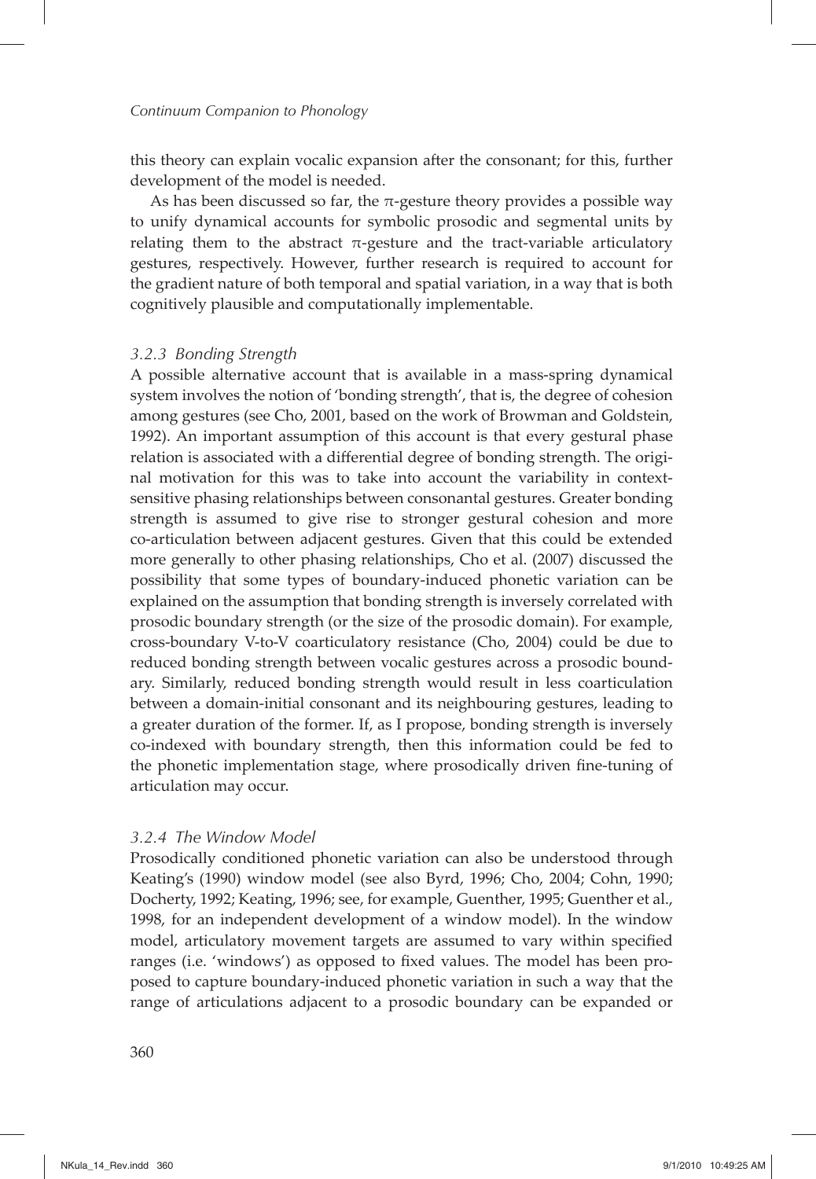this theory can explain vocalic expansion after the consonant; for this, further development of the model is needed.

As has been discussed so far, the π-gesture theory provides a possible way to unify dynamical accounts for symbolic prosodic and segmental units by relating them to the abstract π-gesture and the tract-variable articulatory gestures, respectively. However, further research is required to account for the gradient nature of both temporal and spatial variation, in a way that is both cognitively plausible and computationally implementable.

### *3.2.3 Bonding Strength*

A possible alternative account that is available in a mass-spring dynamical system involves the notion of 'bonding strength', that is, the degree of cohesion among gestures (see Cho, 2001, based on the work of Browman and Goldstein, 1992). An important assumption of this account is that every gestural phase relation is associated with a differential degree of bonding strength. The original motivation for this was to take into account the variability in context-sensitive phasing relationships between consonantal gestures. Greater bonding strength is assumed to give rise to stronger gestural cohesion and more co-articulation between adjacent gestures. Given that this could be extended more generally to other phasing relationships, Cho et al. (2007) discussed the possibility that some types of boundary-induced phonetic variation can be explained on the assumption that bonding strength is inversely correlated with prosodic boundary strength (or the size of the prosodic domain). For example, cross-boundary V-to-V coarticulatory resistance (Cho, 2004) could be due to reduced bonding strength between vocalic gestures across a prosodic boundary. Similarly, reduced bonding strength would result in less coarticulation between a domain-initial consonant and its neighbouring gestures, leading to a greater duration of the former. If, as I propose, bonding strength is inversely co-indexed with boundary strength, then this information could be fed to the phonetic implementation stage, where prosodically driven fine-tuning of articulation may occur.

### *3.2.4 The Window Model*

Prosodically conditioned phonetic variation can also be understood through Keating's (1990) window model (see also Byrd, 1996; Cho, 2004; Cohn, 1990; Docherty, 1992; Keating, 1996; see, for example, Guenther, 1995; Guenther et al., 1998, for an independent development of a window model). In the window model, articulatory movement targets are assumed to vary within specified ranges (i.e. 'windows') as opposed to fixed values. The model has been proposed to capture boundary-induced phonetic variation in such a way that the range of articulations adjacent to a prosodic boundary can be expanded or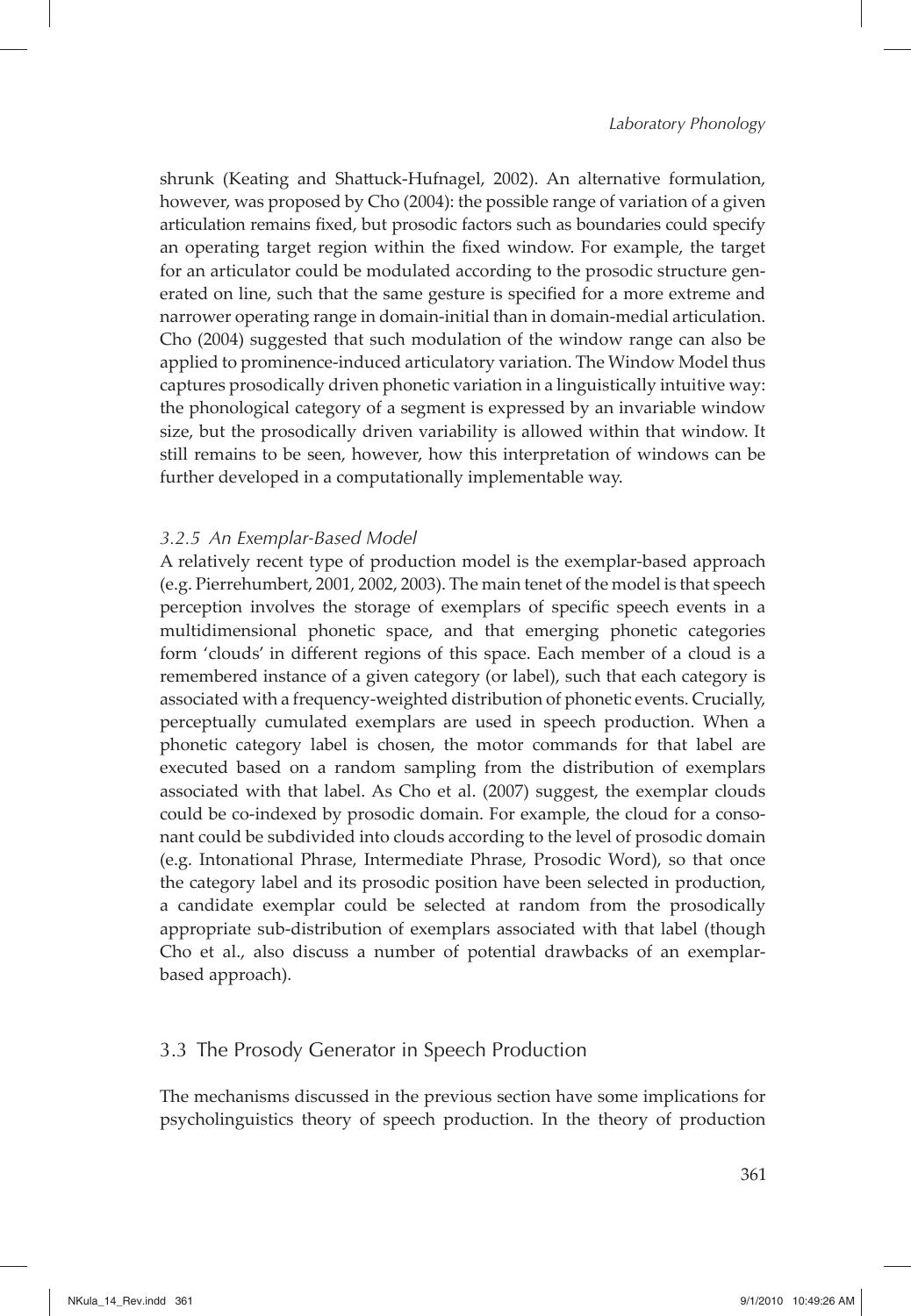shrunk (Keating and Shattuck-Hufnagel, 2002). An alternative formulation, however, was proposed by Cho (2004): the possible range of variation of a given articulation remains fixed, but prosodic factors such as boundaries could specify an operating target region within the fixed window. For example, the target for an articulator could be modulated according to the prosodic structure generated on line, such that the same gesture is specified for a more extreme and narrower operating range in domain-initial than in domain-medial articulation. Cho (2004) suggested that such modulation of the window range can also be applied to prominence-induced articulatory variation. The Window Model thus captures prosodically driven phonetic variation in a linguistically intuitive way: the phonological category of a segment is expressed by an invariable window size, but the prosodically driven variability is allowed within that window. It still remains to be seen, however, how this interpretation of windows can be further developed in a computationally implementable way.

### *3.2.5 An Exemplar-Based Model*

A relatively recent type of production model is the exemplar-based approach (e.g. Pierrehumbert, 2001, 2002, 2003). The main tenet of the model is that speech perception involves the storage of exemplars of specific speech events in a multidimensional phonetic space, and that emerging phonetic categories form 'clouds' in different regions of this space. Each member of a cloud is a remembered instance of a given category (or label), such that each category is associated with a frequency-weighted distribution of phonetic events. Crucially, perceptually cumulated exemplars are used in speech production. When a phonetic category label is chosen, the motor commands for that label are executed based on a random sampling from the distribution of exemplars associated with that label. As Cho et al. (2007) suggest, the exemplar clouds could be co-indexed by prosodic domain. For example, the cloud for a consonant could be subdivided into clouds according to the level of prosodic domain (e.g. Intonational Phrase, Intermediate Phrase, Prosodic Word), so that once the category label and its prosodic position have been selected in production, a candidate exemplar could be selected at random from the prosodically appropriate sub-distribution of exemplars associated with that label (though Cho et al., also discuss a number of potential drawbacks of an exemplar-based approach).

## 3.3 The Prosody Generator in Speech Production

The mechanisms discussed in the previous section have some implications for psycholinguistics theory of speech production. In the theory of production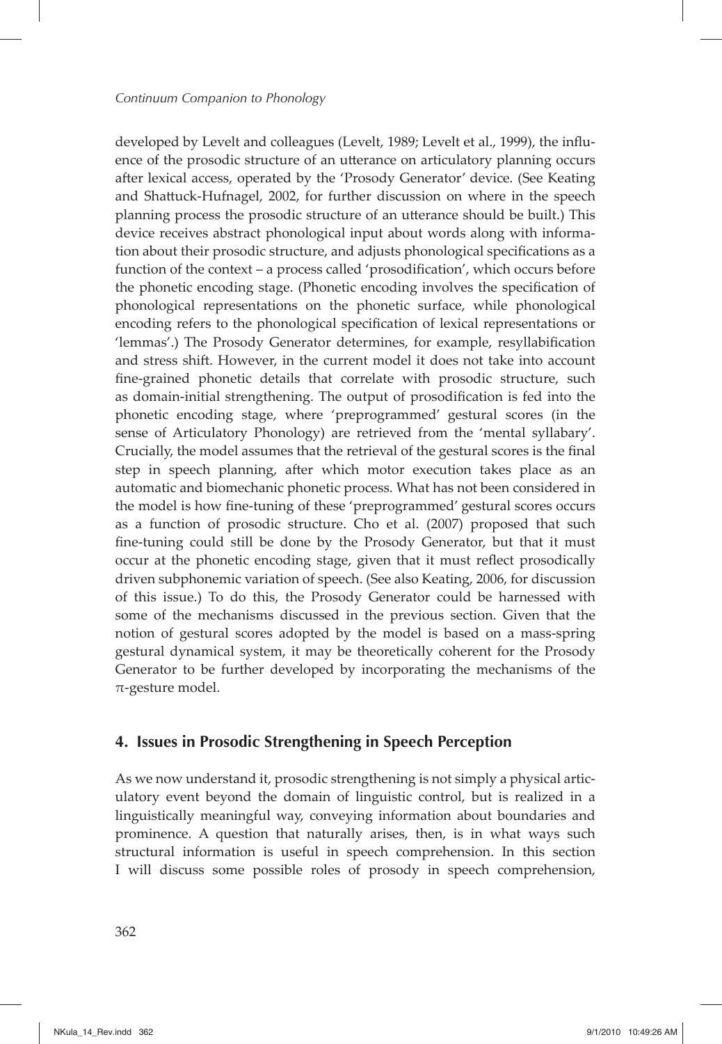developed by Levelt and colleagues (Levelt, 1989; Levelt et al., 1999), the influence of the prosodic structure of an utterance on articulatory planning occurs after lexical access, operated by the 'Prosody Generator' device. (See Keating and Shattuck-Hufnagel, 2002, for further discussion on where in the speech planning process the prosodic structure of an utterance should be built.) This device receives abstract phonological input about words along with information about their prosodic structure, and adjusts phonological specifications as a function of the context – a process called 'prosodification', which occurs before the phonetic encoding stage. (Phonetic encoding involves the specification of phonological representations on the phonetic surface, while phonological encoding refers to the phonological specification of lexical representations or 'lemmas'.) The Prosody Generator determines, for example, resyllabification and stress shift. However, in the current model it does not take into account fine-grained phonetic details that correlate with prosodic structure, such as domain-initial strengthening. The output of prosodification is fed into the phonetic encoding stage, where 'preprogrammed' gestural scores (in the sense of Articulatory Phonology) are retrieved from the 'mental syllabary'. Crucially, the model assumes that the retrieval of the gestural scores is the final step in speech planning, after which motor execution takes place as an automatic and biomechanic phonetic process. What has not been considered in the model is how fine-tuning of these 'preprogrammed' gestural scores occurs as a function of prosodic structure. Cho et al. (2007) proposed that such fine-tuning could still be done by the Prosody Generator, but that it must occur at the phonetic encoding stage, given that it must reflect prosodically driven subphonemic variation of speech. (See also Keating, 2006, for discussion of this issue.) To do this, the Prosody Generator could be harnessed with some of the mechanisms discussed in the previous section. Given that the notion of gestural scores adopted by the model is based on a mass-spring gestural dynamical system, it may be theoretically coherent for the Prosody Generator to be further developed by incorporating the mechanisms of the π-gesture model.

## 4. Issues in Prosodic Strengthening in Speech Perception

As we now understand it, prosodic strengthening is not simply a physical articulatory event beyond the domain of linguistic control, but is realized in a linguistically meaningful way, conveying information about boundaries and prominence. A question that naturally arises, then, is in what ways such structural information is useful in speech comprehension. In this section I will discuss some possible roles of prosody in speech comprehension,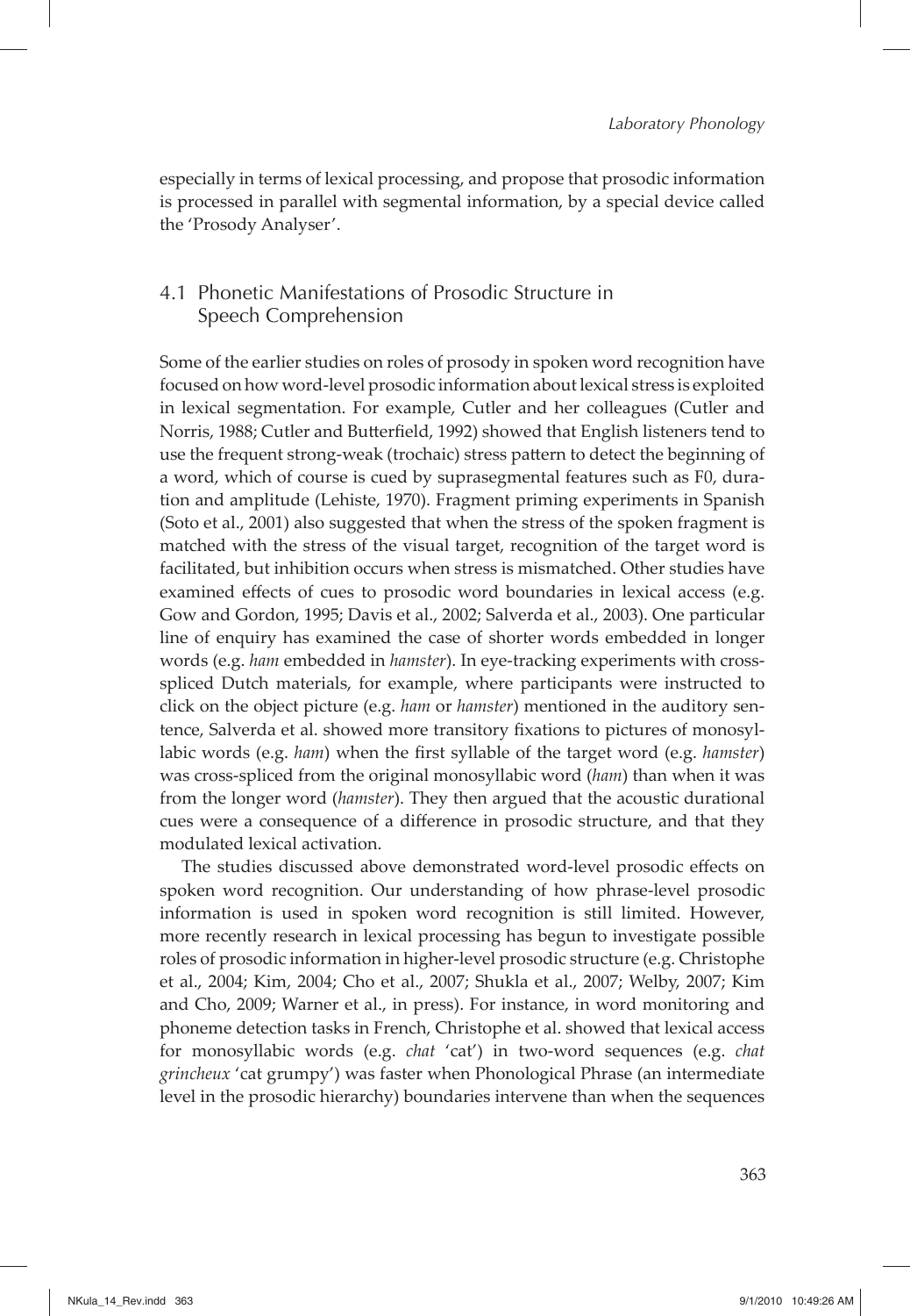especially in terms of lexical processing, and propose that prosodic information is processed in parallel with segmental information, by a special device called the 'Prosody Analyser'.

## 4.1 Phonetic Manifestations of Prosodic Structure in Speech Comprehension

Some of the earlier studies on roles of prosody in spoken word recognition have focused on how word-level prosodic information about lexical stress is exploited in lexical segmentation. For example, Cutler and her colleagues (Cutler and Norris, 1988; Cutler and Butterfield, 1992) showed that English listeners tend to use the frequent strong-weak (trochaic) stress pattern to detect the beginning of a word, which of course is cued by suprasegmental features such as F0, duration and amplitude (Lehiste, 1970). Fragment priming experiments in Spanish (Soto et al., 2001) also suggested that when the stress of the spoken fragment is matched with the stress of the visual target, recognition of the target word is facilitated, but inhibition occurs when stress is mismatched. Other studies have examined effects of cues to prosodic word boundaries in lexical access (e.g. Gow and Gordon, 1995; Davis et al., 2002; Salverda et al., 2003). One particular line of enquiry has examined the case of shorter words embedded in longer words (e.g. *ham* embedded in *hamster*). In eye-tracking experiments with cross-spliced Dutch materials, for example, where participants were instructed to click on the object picture (e.g. *ham* or *hamster*) mentioned in the auditory sentence, Salverda et al. showed more transitory fixations to pictures of monosyllabic words (e.g. *ham*) when the first syllable of the target word (e.g. *hamster*) was cross-spliced from the original monosyllabic word (*ham*) than when it was from the longer word (*hamster*). They then argued that the acoustic durational cues were a consequence of a difference in prosodic structure, and that they modulated lexical activation.

The studies discussed above demonstrated word-level prosodic effects on spoken word recognition. Our understanding of how phrase-level prosodic information is used in spoken word recognition is still limited. However, more recently research in lexical processing has begun to investigate possible roles of prosodic information in higher-level prosodic structure (e.g. Christophe et al., 2004; Kim, 2004; Cho et al., 2007; Shukla et al., 2007; Welby, 2007; Kim and Cho, 2009; Warner et al., in press). For instance, in word monitoring and phoneme detection tasks in French, Christophe et al. showed that lexical access for monosyllabic words (e.g. *chat* 'cat') in two-word sequences (e.g. *chat grincheux* 'cat grumpy') was faster when Phonological Phrase (an intermediate level in the prosodic hierarchy) boundaries intervene than when the sequences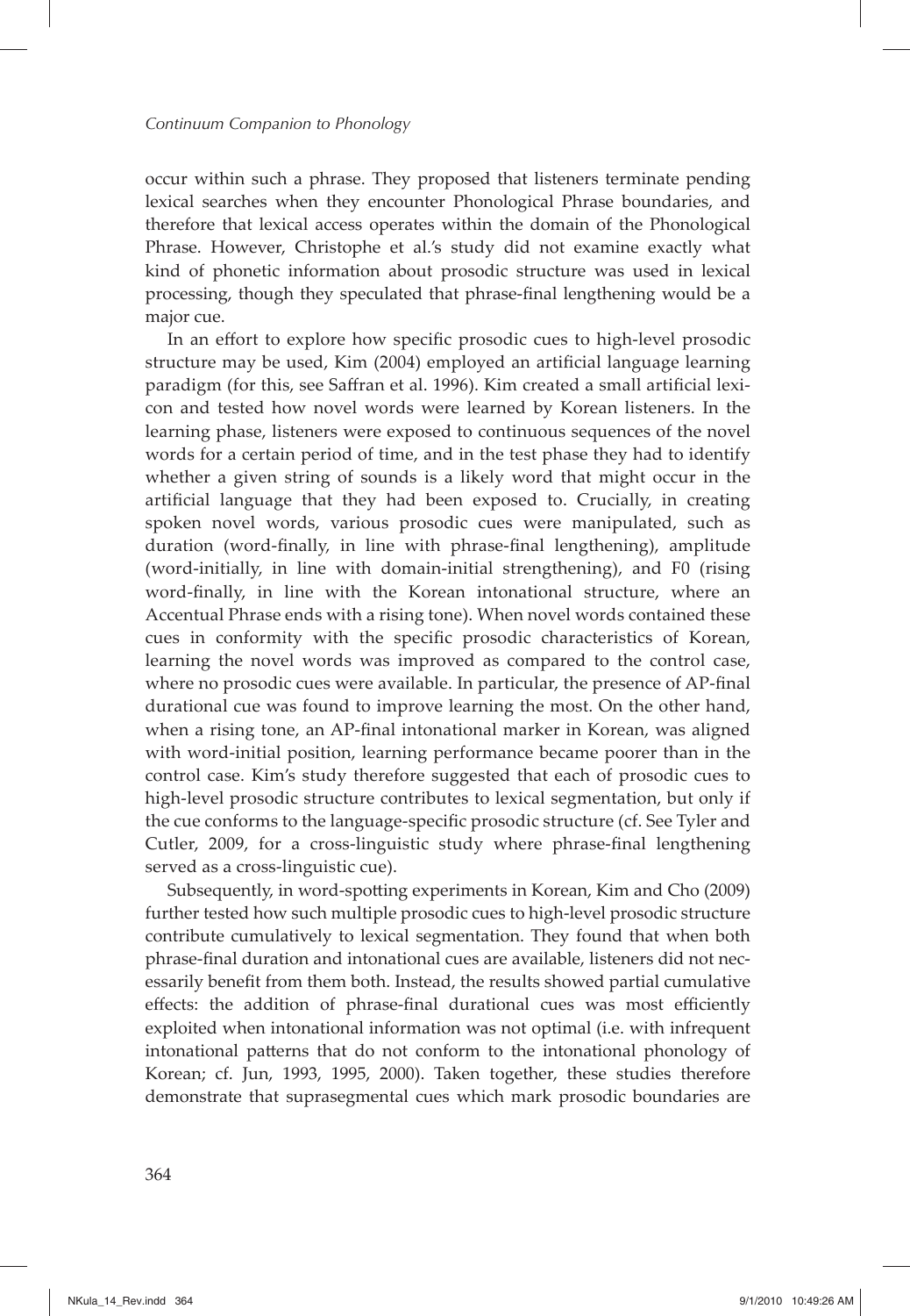occur within such a phrase. They proposed that listeners terminate pending lexical searches when they encounter Phonological Phrase boundaries, and therefore that lexical access operates within the domain of the Phonological Phrase. However, Christophe et al.'s study did not examine exactly what kind of phonetic information about prosodic structure was used in lexical processing, though they speculated that phrase-final lengthening would be a major cue.

In an effort to explore how specific prosodic cues to high-level prosodic structure may be used, Kim (2004) employed an artificial language learning paradigm (for this, see Saffran et al. 1996). Kim created a small artificial lexicon and tested how novel words were learned by Korean listeners. In the learning phase, listeners were exposed to continuous sequences of the novel words for a certain period of time, and in the test phase they had to identify whether a given string of sounds is a likely word that might occur in the artificial language that they had been exposed to. Crucially, in creating spoken novel words, various prosodic cues were manipulated, such as duration (word-finally, in line with phrase-final lengthening), amplitude (word-initially, in line with domain-initial strengthening), and F0 (rising word-finally, in line with the Korean intonational structure, where an Accentual Phrase ends with a rising tone). When novel words contained these cues in conformity with the specific prosodic characteristics of Korean, learning the novel words was improved as compared to the control case, where no prosodic cues were available. In particular, the presence of AP-final durational cue was found to improve learning the most. On the other hand, when a rising tone, an AP-final intonational marker in Korean, was aligned with word-initial position, learning performance became poorer than in the control case. Kim's study therefore suggested that each of prosodic cues to high-level prosodic structure contributes to lexical segmentation, but only if the cue conforms to the language-specific prosodic structure (cf. See Tyler and Cutler, 2009, for a cross-linguistic study where phrase-final lengthening served as a cross-linguistic cue).

Subsequently, in word-spotting experiments in Korean, Kim and Cho (2009) further tested how such multiple prosodic cues to high-level prosodic structure contribute cumulatively to lexical segmentation. They found that when both phrase-final duration and intonational cues are available, listeners did not necessarily benefit from them both. Instead, the results showed partial cumulative effects: the addition of phrase-final durational cues was most efficiently exploited when intonational information was not optimal (i.e. with infrequent intonational patterns that do not conform to the intonational phonology of Korean; cf. Jun, 1993, 1995, 2000). Taken together, these studies therefore demonstrate that suprasegmental cues which mark prosodic boundaries are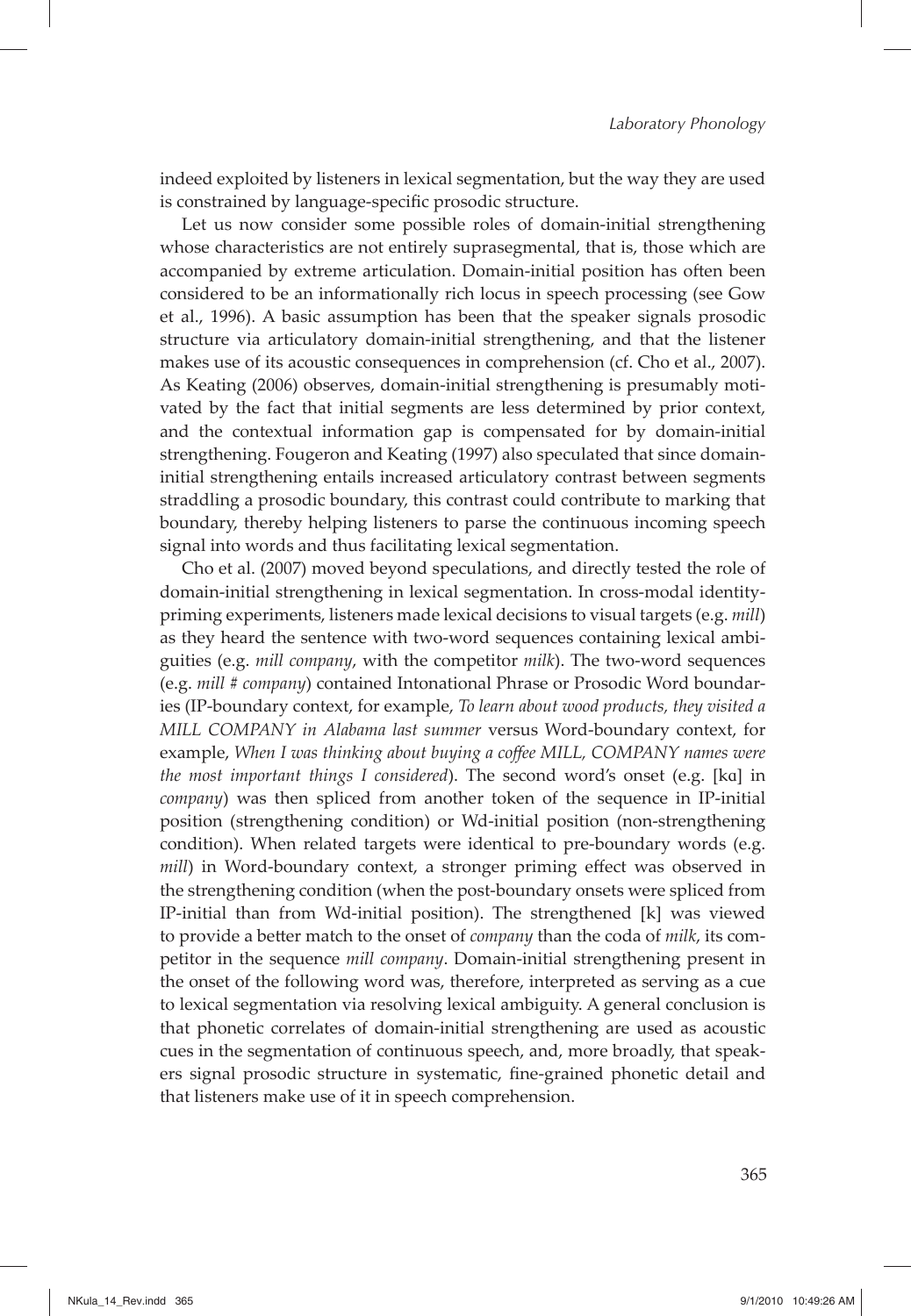indeed exploited by listeners in lexical segmentation, but the way they are used is constrained by language-specific prosodic structure.

Let us now consider some possible roles of domain-initial strengthening whose characteristics are not entirely suprasegmental, that is, those which are accompanied by extreme articulation. Domain-initial position has often been considered to be an informationally rich locus in speech processing (see Gow et al., 1996). A basic assumption has been that the speaker signals prosodic structure via articulatory domain-initial strengthening, and that the listener makes use of its acoustic consequences in comprehension (cf. Cho et al., 2007). As Keating (2006) observes, domain-initial strengthening is presumably motivated by the fact that initial segments are less determined by prior context, and the contextual information gap is compensated for by domain-initial strengthening. Fougeron and Keating (1997) also speculated that since domain-initial strengthening entails increased articulatory contrast between segments straddling a prosodic boundary, this contrast could contribute to marking that boundary, thereby helping listeners to parse the continuous incoming speech signal into words and thus facilitating lexical segmentation.

Cho et al. (2007) moved beyond speculations, and directly tested the role of domain-initial strengthening in lexical segmentation. In cross-modal identity-priming experiments, listeners made lexical decisions to visual targets (e.g. *mill*) as they heard the sentence with two-word sequences containing lexical ambiguities (e.g. *mill company*, with the competitor *milk*). The two-word sequences (e.g. *mill # company*) contained Intonational Phrase or Prosodic Word boundaries (IP-boundary context, for example, *To learn about wood products, they visited a MILL COMPANY in Alabama last summer* versus Word-boundary context, for example, *When I was thinking about buying a coffee MILL, COMPANY names were the most important things I considered*). The second word's onset (e.g. [kɑ] in *company*) was then spliced from another token of the sequence in IP-initial position (strengthening condition) or Wd-initial position (non-strengthening condition). When related targets were identical to pre-boundary words (e.g. *mill*) in Word-boundary context, a stronger priming effect was observed in the strengthening condition (when the post-boundary onsets were spliced from IP-initial than from Wd-initial position). The strengthened [k] was viewed to provide a better match to the onset of *company* than the coda of *milk*, its competitor in the sequence *mill company*. Domain-initial strengthening present in the onset of the following word was, therefore, interpreted as serving as a cue to lexical segmentation via resolving lexical ambiguity. A general conclusion is that phonetic correlates of domain-initial strengthening are used as acoustic cues in the segmentation of continuous speech, and, more broadly, that speakers signal prosodic structure in systematic, fine-grained phonetic detail and that listeners make use of it in speech comprehension.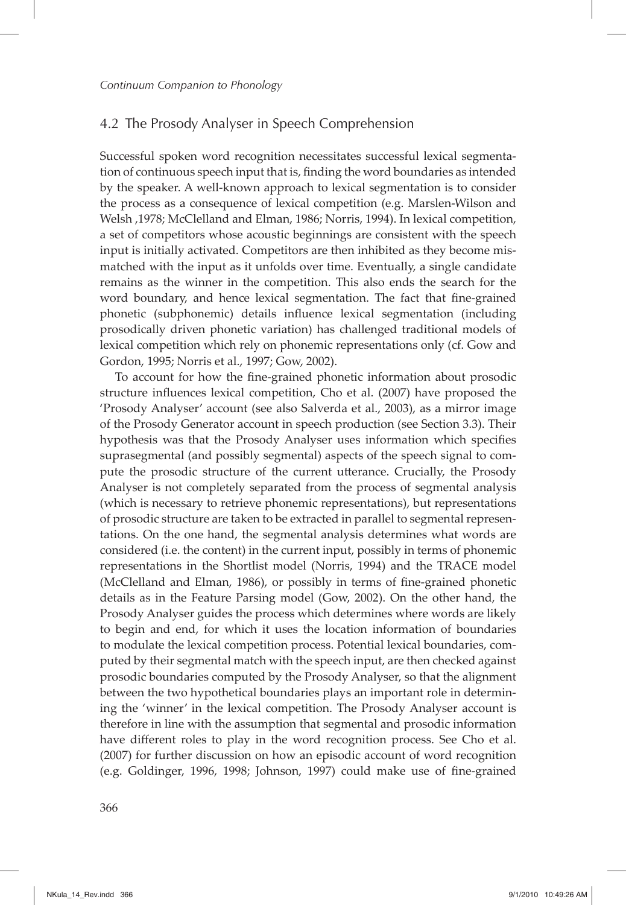## 4.2 The Prosody Analyser in Speech Comprehension

Successful spoken word recognition necessitates successful lexical segmentation of continuous speech input that is, finding the word boundaries as intended by the speaker. A well-known approach to lexical segmentation is to consider the process as a consequence of lexical competition (e.g. Marslen-Wilson and Welsh ,1978; McClelland and Elman, 1986; Norris, 1994). In lexical competition, a set of competitors whose acoustic beginnings are consistent with the speech input is initially activated. Competitors are then inhibited as they become mismatched with the input as it unfolds over time. Eventually, a single candidate remains as the winner in the competition. This also ends the search for the word boundary, and hence lexical segmentation. The fact that fine-grained phonetic (subphonemic) details influence lexical segmentation (including prosodically driven phonetic variation) has challenged traditional models of lexical competition which rely on phonemic representations only (cf. Gow and Gordon, 1995; Norris et al., 1997; Gow, 2002).

To account for how the fine-grained phonetic information about prosodic structure influences lexical competition, Cho et al. (2007) have proposed the 'Prosody Analyser' account (see also Salverda et al., 2003), as a mirror image of the Prosody Generator account in speech production (see Section 3.3). Their hypothesis was that the Prosody Analyser uses information which specifies suprasegmental (and possibly segmental) aspects of the speech signal to compute the prosodic structure of the current utterance. Crucially, the Prosody Analyser is not completely separated from the process of segmental analysis (which is necessary to retrieve phonemic representations), but representations of prosodic structure are taken to be extracted in parallel to segmental representations. On the one hand, the segmental analysis determines what words are considered (i.e. the content) in the current input, possibly in terms of phonemic representations in the Shortlist model (Norris, 1994) and the TRACE model (McClelland and Elman, 1986), or possibly in terms of fine-grained phonetic details as in the Feature Parsing model (Gow, 2002). On the other hand, the Prosody Analyser guides the process which determines where words are likely to begin and end, for which it uses the location information of boundaries to modulate the lexical competition process. Potential lexical boundaries, computed by their segmental match with the speech input, are then checked against prosodic boundaries computed by the Prosody Analyser, so that the alignment between the two hypothetical boundaries plays an important role in determining the 'winner' in the lexical competition. The Prosody Analyser account is therefore in line with the assumption that segmental and prosodic information have different roles to play in the word recognition process. See Cho et al. (2007) for further discussion on how an episodic account of word recognition (e.g. Goldinger, 1996, 1998; Johnson, 1997) could make use of fine-grained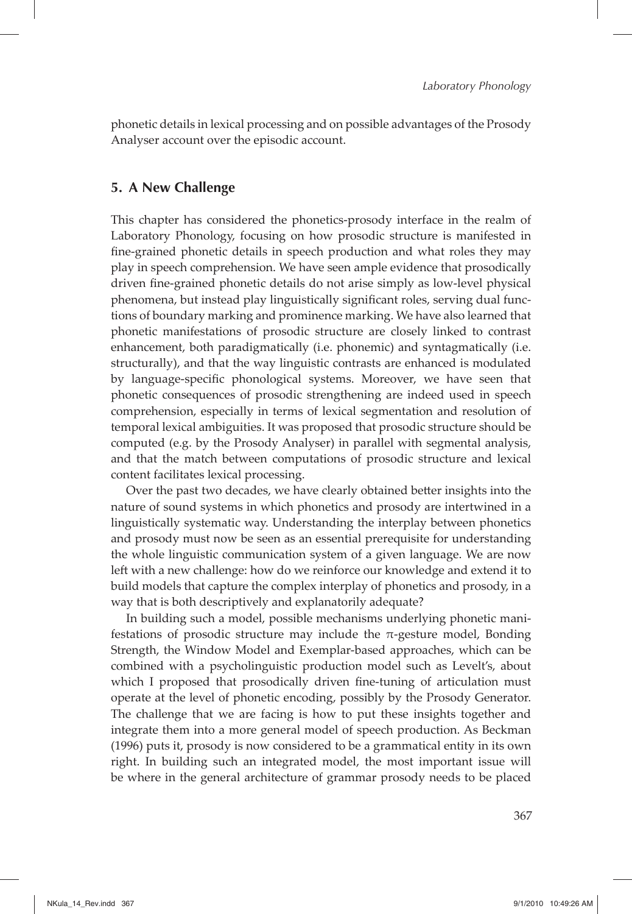phonetic details in lexical processing and on possible advantages of the Prosody Analyser account over the episodic account.

## 5. A New Challenge

This chapter has considered the phonetics-prosody interface in the realm of Laboratory Phonology, focusing on how prosodic structure is manifested in fine-grained phonetic details in speech production and what roles they may play in speech comprehension. We have seen ample evidence that prosodically driven fine-grained phonetic details do not arise simply as low-level physical phenomena, but instead play linguistically significant roles, serving dual functions of boundary marking and prominence marking. We have also learned that phonetic manifestations of prosodic structure are closely linked to contrast enhancement, both paradigmatically (i.e. phonemic) and syntagmatically (i.e. structurally), and that the way linguistic contrasts are enhanced is modulated by language-specific phonological systems. Moreover, we have seen that phonetic consequences of prosodic strengthening are indeed used in speech comprehension, especially in terms of lexical segmentation and resolution of temporal lexical ambiguities. It was proposed that prosodic structure should be computed (e.g. by the Prosody Analyser) in parallel with segmental analysis, and that the match between computations of prosodic structure and lexical content facilitates lexical processing.

Over the past two decades, we have clearly obtained better insights into the nature of sound systems in which phonetics and prosody are intertwined in a linguistically systematic way. Understanding the interplay between phonetics and prosody must now be seen as an essential prerequisite for understanding the whole linguistic communication system of a given language. We are now left with a new challenge: how do we reinforce our knowledge and extend it to build models that capture the complex interplay of phonetics and prosody, in a way that is both descriptively and explanatorily adequate?

In building such a model, possible mechanisms underlying phonetic manifestations of prosodic structure may include the π-gesture model, Bonding Strength, the Window Model and Exemplar-based approaches, which can be combined with a psycholinguistic production model such as Levelt's, about which I proposed that prosodically driven fine-tuning of articulation must operate at the level of phonetic encoding, possibly by the Prosody Generator. The challenge that we are facing is how to put these insights together and integrate them into a more general model of speech production. As Beckman (1996) puts it, prosody is now considered to be a grammatical entity in its own right. In building such an integrated model, the most important issue will be where in the general architecture of grammar prosody needs to be placed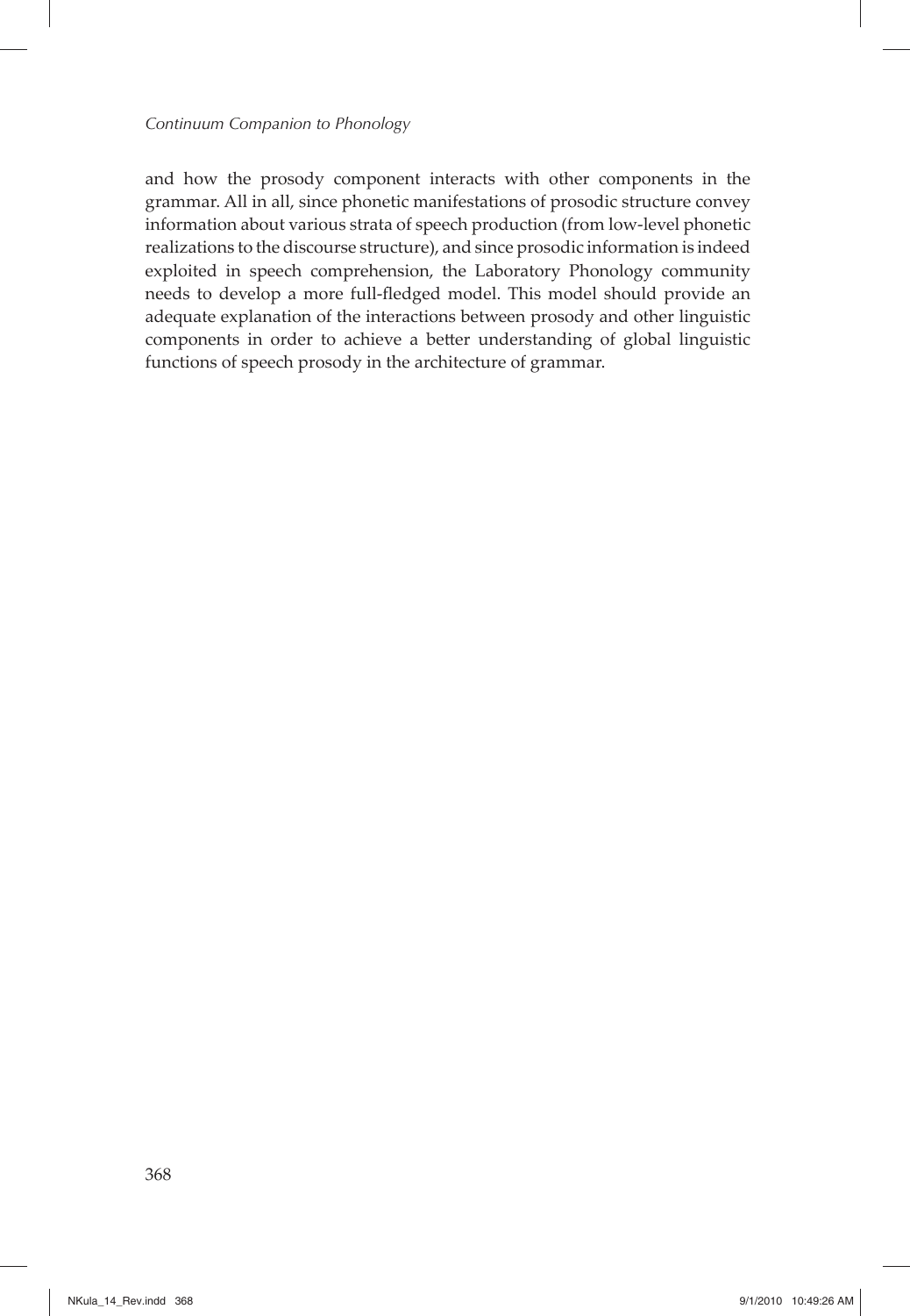and how the prosody component interacts with other components in the grammar. All in all, since phonetic manifestations of prosodic structure convey information about various strata of speech production (from low-level phonetic realizations to the discourse structure), and since prosodic information is indeed exploited in speech comprehension, the Laboratory Phonology community needs to develop a more full-fledged model. This model should provide an adequate explanation of the interactions between prosody and other linguistic components in order to achieve a better understanding of global linguistic functions of speech prosody in the architecture of grammar.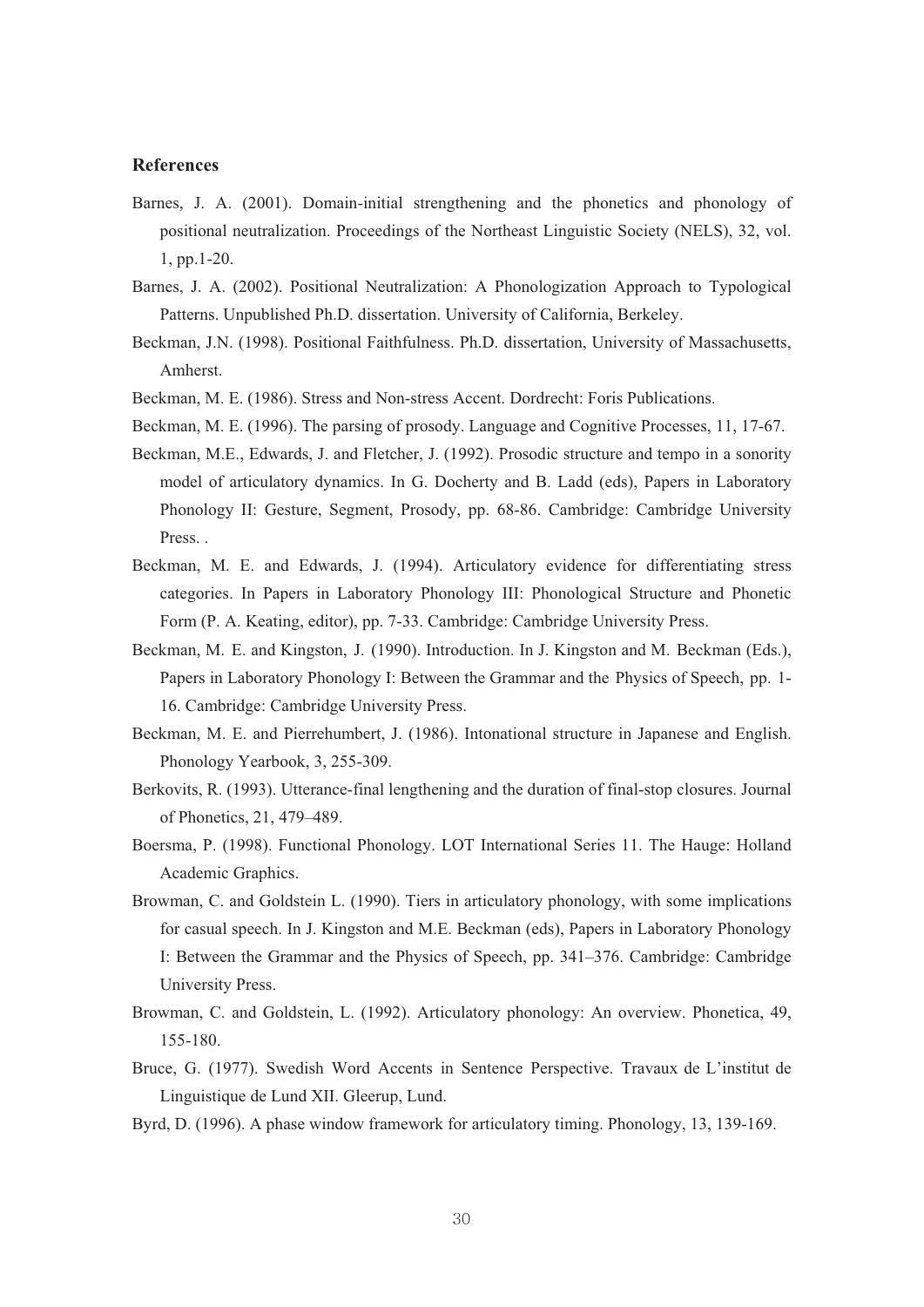## References

Barnes, J. A. (2001). Domain-initial strengthening and the phonetics and phonology of positional neutralization. Proceedings of the Northeast Linguistic Society (NELS), 32, vol. 1, pp.1-20.

Barnes, J. A. (2002). Positional Neutralization: A Phonologization Approach to Typological Patterns. Unpublished Ph.D. dissertation. University of California, Berkeley.

Beckman, J.N. (1998). Positional Faithfulness. Ph.D. dissertation, University of Massachusetts, Amherst.

Beckman, M. E. (1986). Stress and Non-stress Accent. Dordrecht: Foris Publications.

Beckman, M. E. (1996). The parsing of prosody. Language and Cognitive Processes, 11, 17-67.

Beckman, M.E., Edwards, J. and Fletcher, J. (1992). Prosodic structure and tempo in a sonority model of articulatory dynamics. In G. Docherty and B. Ladd (eds), Papers in Laboratory Phonology II: Gesture, Segment, Prosody, pp. 68-86. Cambridge: Cambridge University Press. .

Beckman, M. E. and Edwards, J. (1994). Articulatory evidence for differentiating stress categories. In Papers in Laboratory Phonology III: Phonological Structure and Phonetic Form (P. A. Keating, editor), pp. 7-33. Cambridge: Cambridge University Press.

Beckman, M. E. and Kingston, J. (1990). Introduction. In J. Kingston and M. Beckman (Eds.), Papers in Laboratory Phonology I: Between the Grammar and the Physics of Speech, pp. 1-16. Cambridge: Cambridge University Press.

Beckman, M. E. and Pierrehumbert, J. (1986). Intonational structure in Japanese and English. Phonology Yearbook, 3, 255-309.

Berkovits, R. (1993). Utterance-final lengthening and the duration of final-stop closures. Journal of Phonetics, 21, 479–489.

Boersma, P. (1998). Functional Phonology. LOT International Series 11. The Hauge: Holland Academic Graphics.

Browman, C. and Goldstein L. (1990). Tiers in articulatory phonology, with some implications for casual speech. In J. Kingston and M.E. Beckman (eds), Papers in Laboratory Phonology I: Between the Grammar and the Physics of Speech, pp. 341–376. Cambridge: Cambridge University Press.

Browman, C. and Goldstein, L. (1992). Articulatory phonology: An overview. Phonetica, 49, 155-180.

Bruce, G. (1977). Swedish Word Accents in Sentence Perspective. Travaux de L'institut de Linguistique de Lund XII. Gleerup, Lund.

Byrd, D. (1996). A phase window framework for articulatory timing. Phonology, 13, 139-169.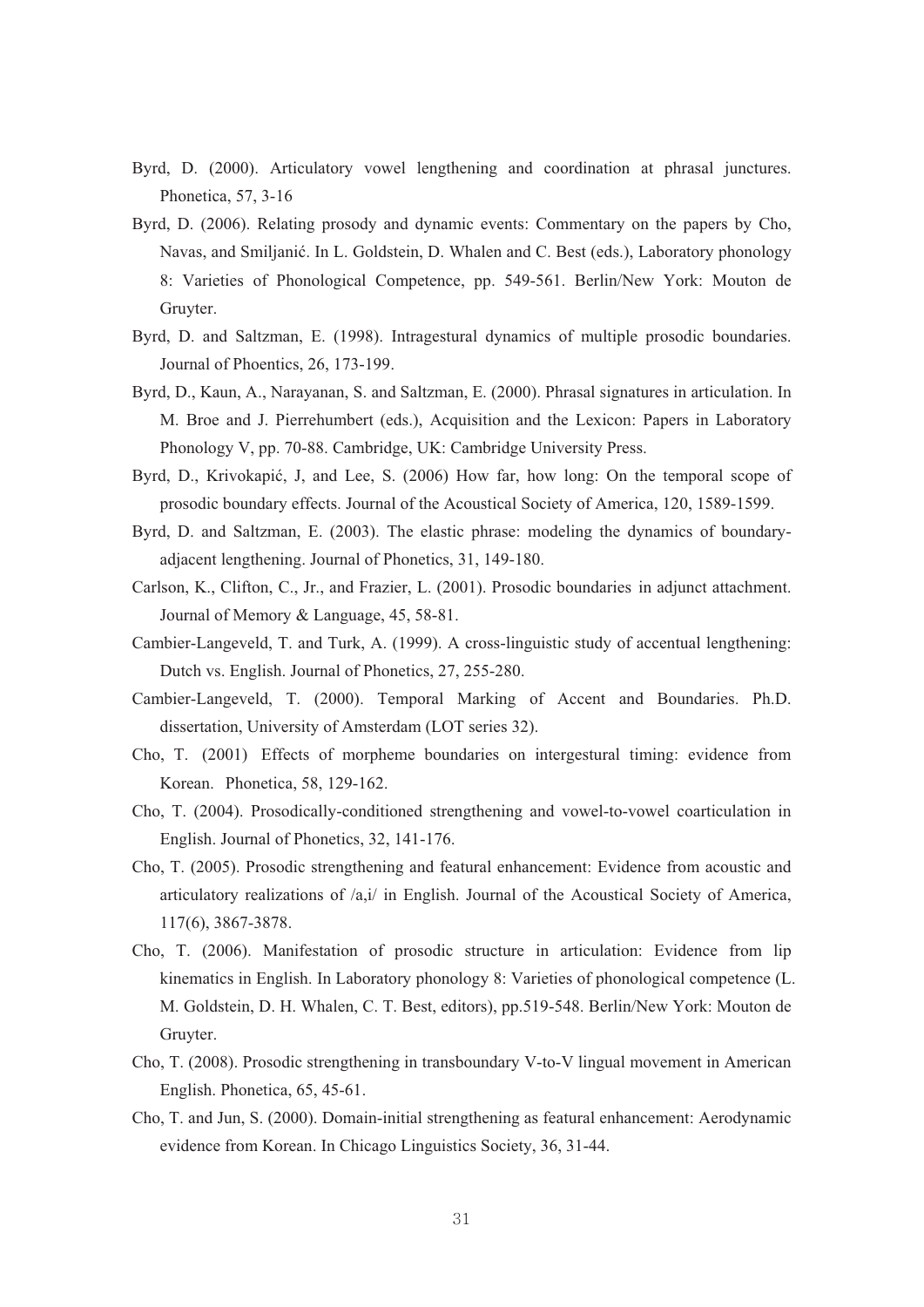Byrd, D. (2000). Articulatory vowel lengthening and coordination at phrasal junctures. Phonetica, 57, 3-16

Byrd, D. (2006). Relating prosody and dynamic events: Commentary on the papers by Cho, Navas, and Smiljanić. In L. Goldstein, D. Whalen and C. Best (eds.), Laboratory phonology 8: Varieties of Phonological Competence, pp. 549-561. Berlin/New York: Mouton de Gruyter.

Byrd, D. and Saltzman, E. (1998). Intragestural dynamics of multiple prosodic boundaries. Journal of Phoentics, 26, 173-199.

Byrd, D., Kaun, A., Narayanan, S. and Saltzman, E. (2000). Phrasal signatures in articulation. In M. Broe and J. Pierrehumbert (eds.), Acquisition and the Lexicon: Papers in Laboratory Phonology V, pp. 70-88. Cambridge, UK: Cambridge University Press.

Byrd, D., Krivokapić, J, and Lee, S. (2006) How far, how long: On the temporal scope of prosodic boundary effects. Journal of the Acoustical Society of America, 120, 1589-1599.

Byrd, D. and Saltzman, E. (2003). The elastic phrase: modeling the dynamics of boundary-adjacent lengthening. Journal of Phonetics, 31, 149-180.

Carlson, K., Clifton, C., Jr., and Frazier, L. (2001). Prosodic boundaries in adjunct attachment. Journal of Memory & Language, 45, 58-81.

Cambier-Langeveld, T. and Turk, A. (1999). A cross-linguistic study of accentual lengthening: Dutch vs. English. Journal of Phonetics, 27, 255-280.

Cambier-Langeveld, T. (2000). Temporal Marking of Accent and Boundaries. Ph.D. dissertation, University of Amsterdam (LOT series 32).

Cho, T. (2001) Effects of morpheme boundaries on intergestural timing: evidence from Korean. Phonetica, 58, 129-162.

Cho, T. (2004). Prosodically-conditioned strengthening and vowel-to-vowel coarticulation in English. Journal of Phonetics, 32, 141-176.

Cho, T. (2005). Prosodic strengthening and featural enhancement: Evidence from acoustic and articulatory realizations of /a,i/ in English. Journal of the Acoustical Society of America, 117(6), 3867-3878.

Cho, T. (2006). Manifestation of prosodic structure in articulation: Evidence from lip kinematics in English. In Laboratory phonology 8: Varieties of phonological competence (L. M. Goldstein, D. H. Whalen, C. T. Best, editors), pp.519-548. Berlin/New York: Mouton de Gruyter.

Cho, T. (2008). Prosodic strengthening in transboundary V-to-V lingual movement in American English. Phonetica, 65, 45-61.

Cho, T. and Jun, S. (2000). Domain-initial strengthening as featural enhancement: Aerodynamic evidence from Korean. In Chicago Linguistics Society, 36, 31-44.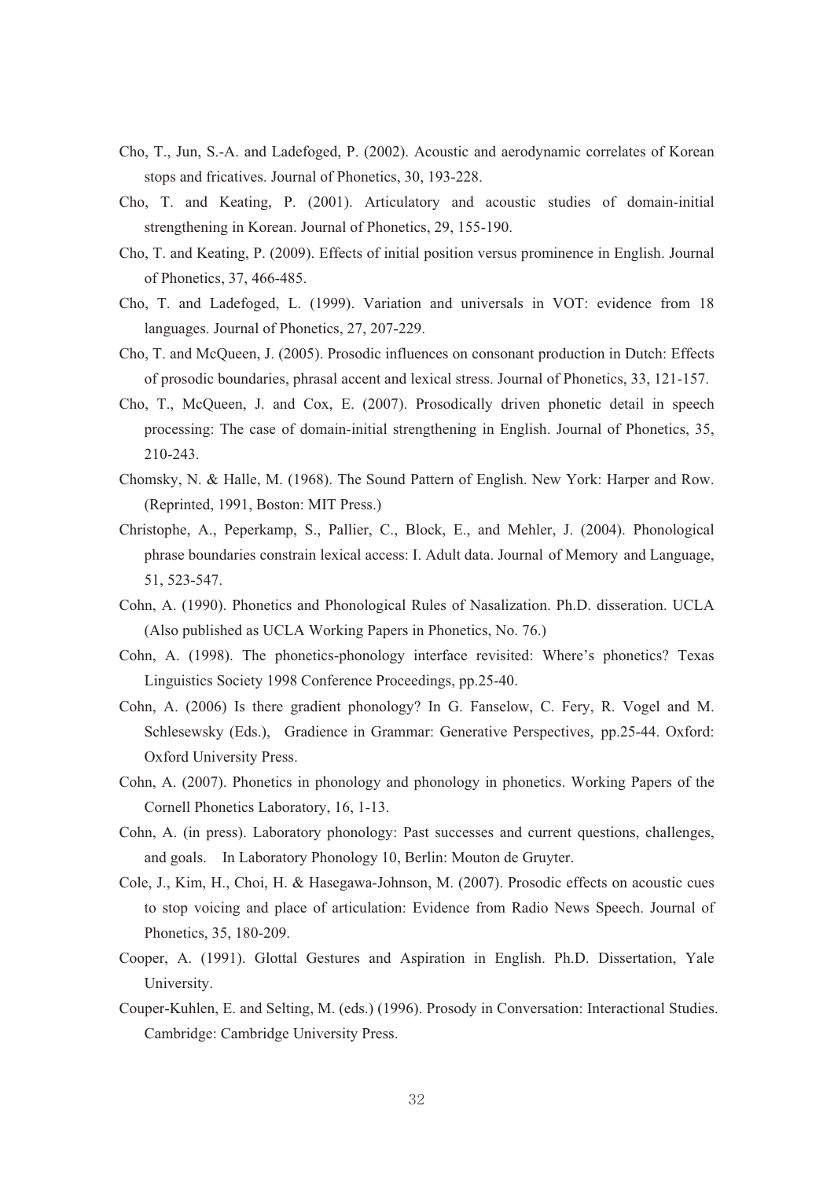Cho, T., Jun, S.-A. and Ladefoged, P. (2002). Acoustic and aerodynamic correlates of Korean stops and fricatives. Journal of Phonetics, 30, 193-228.

Cho, T. and Keating, P. (2001). Articulatory and acoustic studies of domain-initial strengthening in Korean. Journal of Phonetics, 29, 155-190.

Cho, T. and Keating, P. (2009). Effects of initial position versus prominence in English. Journal of Phonetics, 37, 466-485.

Cho, T. and Ladefoged, L. (1999). Variation and universals in VOT: evidence from 18 languages. Journal of Phonetics, 27, 207-229.

Cho, T. and McQueen, J. (2005). Prosodic influences on consonant production in Dutch: Effects of prosodic boundaries, phrasal accent and lexical stress. Journal of Phonetics, 33, 121-157.

Cho, T., McQueen, J. and Cox, E. (2007). Prosodically driven phonetic detail in speech processing: The case of domain-initial strengthening in English. Journal of Phonetics, 35, 210-243.

Chomsky, N. & Halle, M. (1968). The Sound Pattern of English. New York: Harper and Row. (Reprinted, 1991, Boston: MIT Press.)

Christophe, A., Peperkamp, S., Pallier, C., Block, E., and Mehler, J. (2004). Phonological phrase boundaries constrain lexical access: I. Adult data. Journal of Memory and Language, 51, 523-547.

Cohn, A. (1990). Phonetics and Phonological Rules of Nasalization. Ph.D. disseration. UCLA (Also published as UCLA Working Papers in Phonetics, No. 76.)

Cohn, A. (1998). The phonetics-phonology interface revisited: Where's phonetics? Texas Linguistics Society 1998 Conference Proceedings, pp.25-40.

Cohn, A. (2006) Is there gradient phonology? In G. Fanselow, C. Fery, R. Vogel and M. Schlesewsky (Eds.), Gradience in Grammar: Generative Perspectives, pp.25-44. Oxford: Oxford University Press.

Cohn, A. (2007). Phonetics in phonology and phonology in phonetics. Working Papers of the Cornell Phonetics Laboratory, 16, 1-13.

Cohn, A. (in press). Laboratory phonology: Past successes and current questions, challenges, and goals. In Laboratory Phonology 10, Berlin: Mouton de Gruyter.

Cole, J., Kim, H., Choi, H. & Hasegawa-Johnson, M. (2007). Prosodic effects on acoustic cues to stop voicing and place of articulation: Evidence from Radio News Speech. Journal of Phonetics, 35, 180-209.

Cooper, A. (1991). Glottal Gestures and Aspiration in English. Ph.D. Dissertation, Yale University.

Couper-Kuhlen, E. and Selting, M. (eds.) (1996). Prosody in Conversation: Interactional Studies. Cambridge: Cambridge University Press.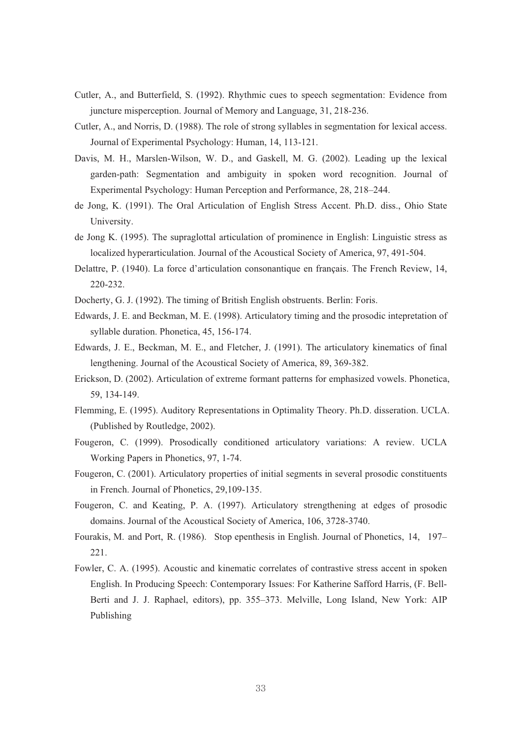Cutler, A., and Butterfield, S. (1992). Rhythmic cues to speech segmentation: Evidence from juncture misperception. Journal of Memory and Language, 31, 218-236.

Cutler, A., and Norris, D. (1988). The role of strong syllables in segmentation for lexical access. Journal of Experimental Psychology: Human, 14, 113-121.

Davis, M. H., Marslen-Wilson, W. D., and Gaskell, M. G. (2002). Leading up the lexical garden-path: Segmentation and ambiguity in spoken word recognition. Journal of Experimental Psychology: Human Perception and Performance, 28, 218–244.

de Jong, K. (1991). The Oral Articulation of English Stress Accent. Ph.D. diss., Ohio State University.

de Jong K. (1995). The supraglottal articulation of prominence in English: Linguistic stress as localized hyperarticulation. Journal of the Acoustical Society of America, 97, 491-504.

Delattre, P. (1940). La force d'articulation consonantique en français. The French Review, 14, 220-232.

Docherty, G. J. (1992). The timing of British English obstruents. Berlin: Foris.

Edwards, J. E. and Beckman, M. E. (1998). Articulatory timing and the prosodic intepretation of syllable duration. Phonetica, 45, 156-174.

Edwards, J. E., Beckman, M. E., and Fletcher, J. (1991). The articulatory kinematics of final lengthening. Journal of the Acoustical Society of America, 89, 369-382.

Erickson, D. (2002). Articulation of extreme formant patterns for emphasized vowels. Phonetica, 59, 134-149.

Flemming, E. (1995). Auditory Representations in Optimality Theory. Ph.D. disseration. UCLA. (Published by Routledge, 2002).

Fougeron, C. (1999). Prosodically conditioned articulatory variations: A review. UCLA Working Papers in Phonetics, 97, 1-74.

Fougeron, C. (2001). Articulatory properties of initial segments in several prosodic constituents in French. Journal of Phonetics, 29,109-135.

Fougeron, C. and Keating, P. A. (1997). Articulatory strengthening at edges of prosodic domains. Journal of the Acoustical Society of America, 106, 3728-3740.

Fourakis, M. and Port, R. (1986). Stop epenthesis in English. Journal of Phonetics, 14, 197–221.

Fowler, C. A. (1995). Acoustic and kinematic correlates of contrastive stress accent in spoken English. In Producing Speech: Contemporary Issues: For Katherine Safford Harris, (F. Bell-Berti and J. J. Raphael, editors), pp. 355–373. Melville, Long Island, New York: AIP Publishing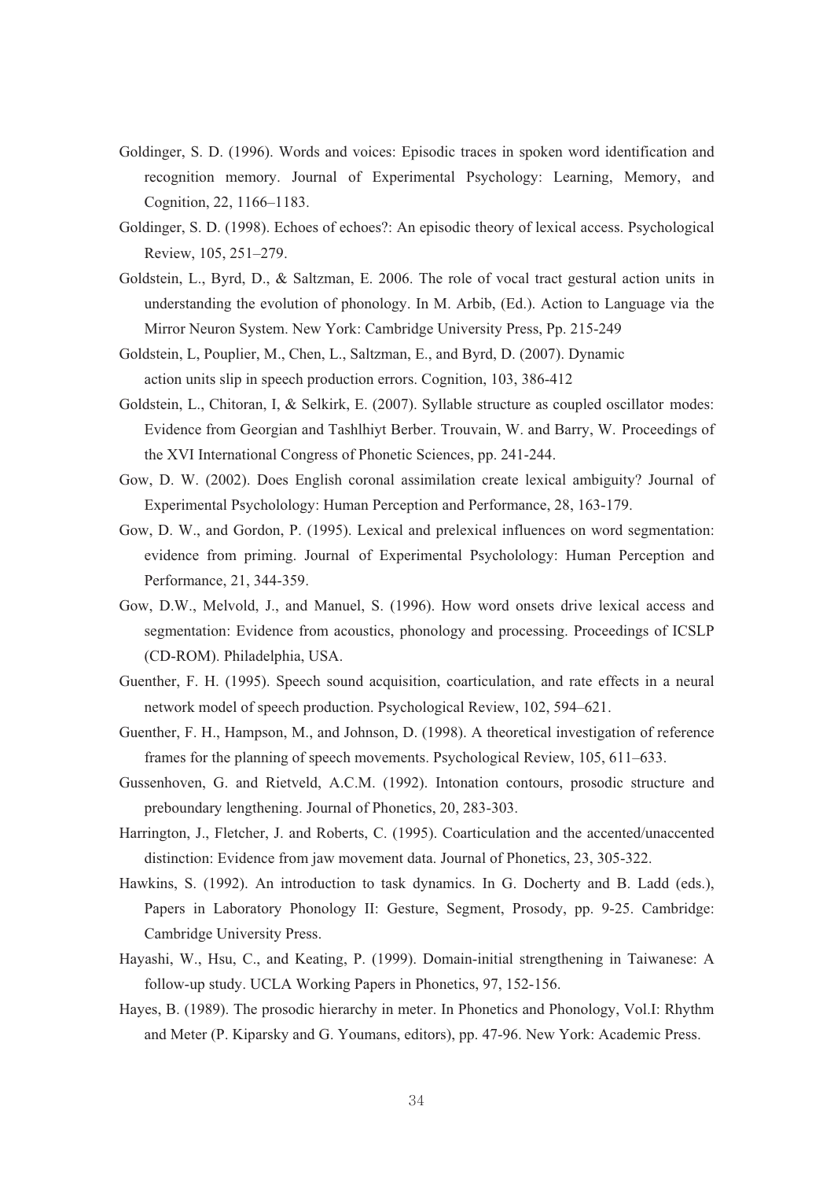Goldinger, S. D. (1996). Words and voices: Episodic traces in spoken word identification and recognition memory. Journal of Experimental Psychology: Learning, Memory, and Cognition, 22, 1166–1183.

Goldinger, S. D. (1998). Echoes of echoes?: An episodic theory of lexical access. Psychological Review, 105, 251–279.

Goldstein, L., Byrd, D., & Saltzman, E. 2006. The role of vocal tract gestural action units in understanding the evolution of phonology. In M. Arbib, (Ed.). Action to Language via the Mirror Neuron System. New York: Cambridge University Press, Pp. 215-249

Goldstein, L, Pouplier, M., Chen, L., Saltzman, E., and Byrd, D. (2007). Dynamic action units slip in speech production errors. Cognition, 103, 386-412

Goldstein, L., Chitoran, I, & Selkirk, E. (2007). Syllable structure as coupled oscillator modes: Evidence from Georgian and Tashlhiyt Berber. Trouvain, W. and Barry, W. Proceedings of the XVI International Congress of Phonetic Sciences, pp. 241-244.

Gow, D. W. (2002). Does English coronal assimilation create lexical ambiguity? Journal of Experimental Psycholology: Human Perception and Performance, 28, 163-179.

Gow, D. W., and Gordon, P. (1995). Lexical and prelexical influences on word segmentation: evidence from priming. Journal of Experimental Psycholology: Human Perception and Performance, 21, 344-359.

Gow, D.W., Melvold, J., and Manuel, S. (1996). How word onsets drive lexical access and segmentation: Evidence from acoustics, phonology and processing. Proceedings of ICSLP (CD-ROM). Philadelphia, USA.

Guenther, F. H. (1995). Speech sound acquisition, coarticulation, and rate effects in a neural network model of speech production. Psychological Review, 102, 594–621.

Guenther, F. H., Hampson, M., and Johnson, D. (1998). A theoretical investigation of reference frames for the planning of speech movements. Psychological Review, 105, 611–633.

Gussenhoven, G. and Rietveld, A.C.M. (1992). Intonation contours, prosodic structure and preboundary lengthening. Journal of Phonetics, 20, 283-303.

Harrington, J., Fletcher, J. and Roberts, C. (1995). Coarticulation and the accented/unaccented distinction: Evidence from jaw movement data. Journal of Phonetics, 23, 305-322.

Hawkins, S. (1992). An introduction to task dynamics. In G. Docherty and B. Ladd (eds.), Papers in Laboratory Phonology II: Gesture, Segment, Prosody, pp. 9-25. Cambridge: Cambridge University Press.

Hayashi, W., Hsu, C., and Keating, P. (1999). Domain-initial strengthening in Taiwanese: A follow-up study. UCLA Working Papers in Phonetics, 97, 152-156.

Hayes, B. (1989). The prosodic hierarchy in meter. In Phonetics and Phonology, Vol.I: Rhythm and Meter (P. Kiparsky and G. Youmans, editors), pp. 47-96. New York: Academic Press.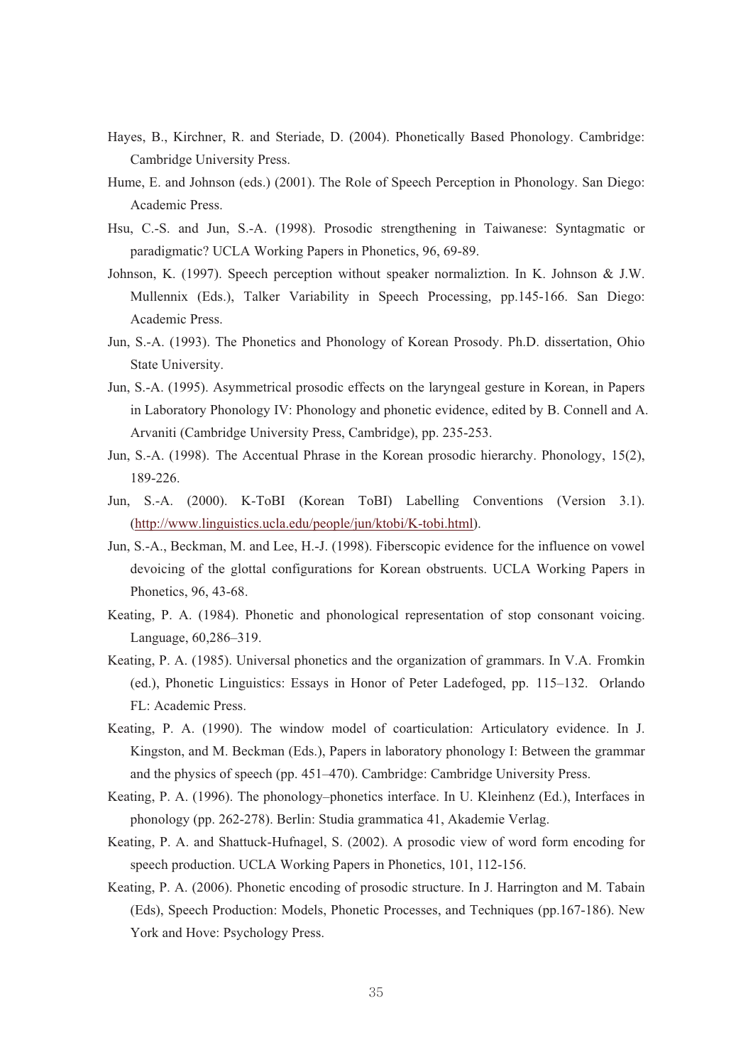Hayes, B., Kirchner, R. and Steriade, D. (2004). Phonetically Based Phonology. Cambridge: Cambridge University Press.

Hume, E. and Johnson (eds.) (2001). The Role of Speech Perception in Phonology. San Diego: Academic Press.

Hsu, C.-S. and Jun, S.-A. (1998). Prosodic strengthening in Taiwanese: Syntagmatic or paradigmatic? UCLA Working Papers in Phonetics, 96, 69-89.

Johnson, K. (1997). Speech perception without speaker normaliztion. In K. Johnson & J.W. Mullennix (Eds.), Talker Variability in Speech Processing, pp.145-166. San Diego: Academic Press.

Jun, S.-A. (1993). The Phonetics and Phonology of Korean Prosody. Ph.D. dissertation, Ohio State University.

Jun, S.-A. (1995). Asymmetrical prosodic effects on the laryngeal gesture in Korean, in Papers in Laboratory Phonology IV: Phonology and phonetic evidence, edited by B. Connell and A. Arvaniti (Cambridge University Press, Cambridge), pp. 235-253.

Jun, S.-A. (1998). The Accentual Phrase in the Korean prosodic hierarchy. Phonology, 15(2), 189-226.

Jun, S.-A. (2000). K-ToBI (Korean ToBI) Labelling Conventions (Version 3.1). (http://www.linguistics.ucla.edu/people/jun/ktobi/K-tobi.html).

Jun, S.-A., Beckman, M. and Lee, H.-J. (1998). Fiberscopic evidence for the influence on vowel devoicing of the glottal configurations for Korean obstruents. UCLA Working Papers in Phonetics, 96, 43-68.

Keating, P. A. (1984). Phonetic and phonological representation of stop consonant voicing. Language, 60,286–319.

Keating, P. A. (1985). Universal phonetics and the organization of grammars. In V.A. Fromkin (ed.), Phonetic Linguistics: Essays in Honor of Peter Ladefoged, pp. 115–132. Orlando FL: Academic Press.

Keating, P. A. (1990). The window model of coarticulation: Articulatory evidence. In J. Kingston, and M. Beckman (Eds.), Papers in laboratory phonology I: Between the grammar and the physics of speech (pp. 451–470). Cambridge: Cambridge University Press.

Keating, P. A. (1996). The phonology–phonetics interface. In U. Kleinhenz (Ed.), Interfaces in phonology (pp. 262-278). Berlin: Studia grammatica 41, Akademie Verlag.

Keating, P. A. and Shattuck-Hufnagel, S. (2002). A prosodic view of word form encoding for speech production. UCLA Working Papers in Phonetics, 101, 112-156.

Keating, P. A. (2006). Phonetic encoding of prosodic structure. In J. Harrington and M. Tabain (Eds), Speech Production: Models, Phonetic Processes, and Techniques (pp.167-186). New York and Hove: Psychology Press.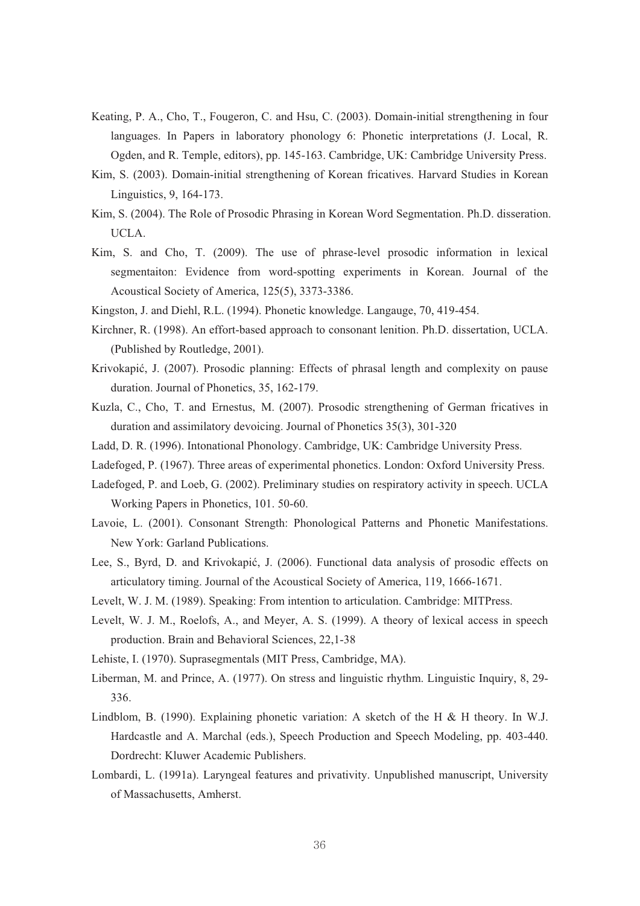Keating, P. A., Cho, T., Fougeron, C. and Hsu, C. (2003). Domain-initial strengthening in four languages. In Papers in laboratory phonology 6: Phonetic interpretations (J. Local, R. Ogden, and R. Temple, editors), pp. 145-163. Cambridge, UK: Cambridge University Press.

Kim, S. (2003). Domain-initial strengthening of Korean fricatives. Harvard Studies in Korean Linguistics, 9, 164-173.

Kim, S. (2004). The Role of Prosodic Phrasing in Korean Word Segmentation. Ph.D. disseration. UCLA.

Kim, S. and Cho, T. (2009). The use of phrase-level prosodic information in lexical segmentaiton: Evidence from word-spotting experiments in Korean. Journal of the Acoustical Society of America, 125(5), 3373-3386.

Kingston, J. and Diehl, R.L. (1994). Phonetic knowledge. Langauge, 70, 419-454.

Kirchner, R. (1998). An effort-based approach to consonant lenition. Ph.D. dissertation, UCLA. (Published by Routledge, 2001).

Krivokapić, J. (2007). Prosodic planning: Effects of phrasal length and complexity on pause duration. Journal of Phonetics, 35, 162-179.

Kuzla, C., Cho, T. and Ernestus, M. (2007). Prosodic strengthening of German fricatives in duration and assimilatory devoicing. Journal of Phonetics 35(3), 301-320

Ladd, D. R. (1996). Intonational Phonology. Cambridge, UK: Cambridge University Press.

Ladefoged, P. (1967). Three areas of experimental phonetics. London: Oxford University Press.

Ladefoged, P. and Loeb, G. (2002). Preliminary studies on respiratory activity in speech. UCLA Working Papers in Phonetics, 101. 50-60.

Lavoie, L. (2001). Consonant Strength: Phonological Patterns and Phonetic Manifestations. New York: Garland Publications.

Lee, S., Byrd, D. and Krivokapić, J. (2006). Functional data analysis of prosodic effects on articulatory timing. Journal of the Acoustical Society of America, 119, 1666-1671.

Levelt, W. J. M. (1989). Speaking: From intention to articulation. Cambridge: MITPress.

Levelt, W. J. M., Roelofs, A., and Meyer, A. S. (1999). A theory of lexical access in speech production. Brain and Behavioral Sciences, 22,1-38

Lehiste, I. (1970). Suprasegmentals (MIT Press, Cambridge, MA).

Liberman, M. and Prince, A. (1977). On stress and linguistic rhythm. Linguistic Inquiry, 8, 29-336.

Lindblom, B. (1990). Explaining phonetic variation: A sketch of the H & H theory. In W.J. Hardcastle and A. Marchal (eds.), Speech Production and Speech Modeling, pp. 403-440. Dordrecht: Kluwer Academic Publishers.

Lombardi, L. (1991a). Laryngeal features and privativity. Unpublished manuscript, University of Massachusetts, Amherst.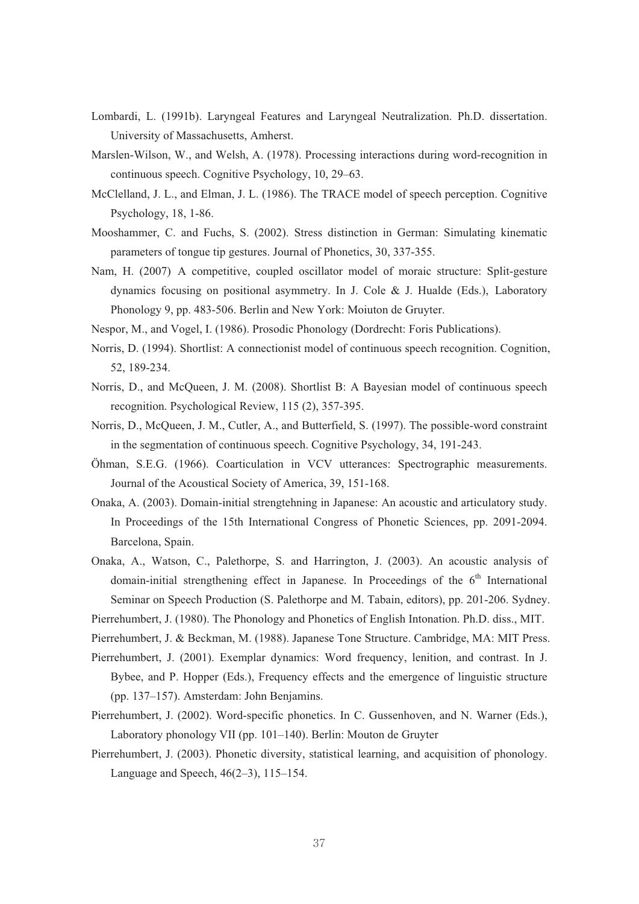Lombardi, L. (1991b). Laryngeal Features and Laryngeal Neutralization. Ph.D. dissertation. University of Massachusetts, Amherst.

Marslen-Wilson, W., and Welsh, A. (1978). Processing interactions during word-recognition in continuous speech. Cognitive Psychology, 10, 29–63.

McClelland, J. L., and Elman, J. L. (1986). The TRACE model of speech perception. Cognitive Psychology, 18, 1-86.

Mooshammer, C. and Fuchs, S. (2002). Stress distinction in German: Simulating kinematic parameters of tongue tip gestures. Journal of Phonetics, 30, 337-355.

Nam, H. (2007) A competitive, coupled oscillator model of moraic structure: Split-gesture dynamics focusing on positional asymmetry. In J. Cole & J. Hualde (Eds.), Laboratory Phonology 9, pp. 483-506. Berlin and New York: Moiuton de Gruyter.

Nespor, M., and Vogel, I. (1986). Prosodic Phonology (Dordrecht: Foris Publications).

Norris, D. (1994). Shortlist: A connectionist model of continuous speech recognition. Cognition, 52, 189-234.

Norris, D., and McQueen, J. M. (2008). Shortlist B: A Bayesian model of continuous speech recognition. Psychological Review, 115 (2), 357-395.

Norris, D., McQueen, J. M., Cutler, A., and Butterfield, S. (1997). The possible-word constraint in the segmentation of continuous speech. Cognitive Psychology, 34, 191-243.

Öhman, S.E.G. (1966). Coarticulation in VCV utterances: Spectrographic measurements. Journal of the Acoustical Society of America, 39, 151-168.

Onaka, A. (2003). Domain-initial strengtehning in Japanese: An acoustic and articulatory study. In Proceedings of the 15th International Congress of Phonetic Sciences, pp. 2091-2094. Barcelona, Spain.

Onaka, A., Watson, C., Palethorpe, S. and Harrington, J. (2003). An acoustic analysis of domain-initial strengthening effect in Japanese. In Proceedings of the 6th International Seminar on Speech Production (S. Palethorpe and M. Tabain, editors), pp. 201-206. Sydney.

Pierrehumbert, J. (1980). The Phonology and Phonetics of English Intonation. Ph.D. diss., MIT.

Pierrehumbert, J. & Beckman, M. (1988). Japanese Tone Structure. Cambridge, MA: MIT Press.

Pierrehumbert, J. (2001). Exemplar dynamics: Word frequency, lenition, and contrast. In J. Bybee, and P. Hopper (Eds.), Frequency effects and the emergence of linguistic structure (pp. 137–157). Amsterdam: John Benjamins.

Pierrehumbert, J. (2002). Word-specific phonetics. In C. Gussenhoven, and N. Warner (Eds.), Laboratory phonology VII (pp. 101–140). Berlin: Mouton de Gruyter

Pierrehumbert, J. (2003). Phonetic diversity, statistical learning, and acquisition of phonology. Language and Speech, 46(2–3), 115–154.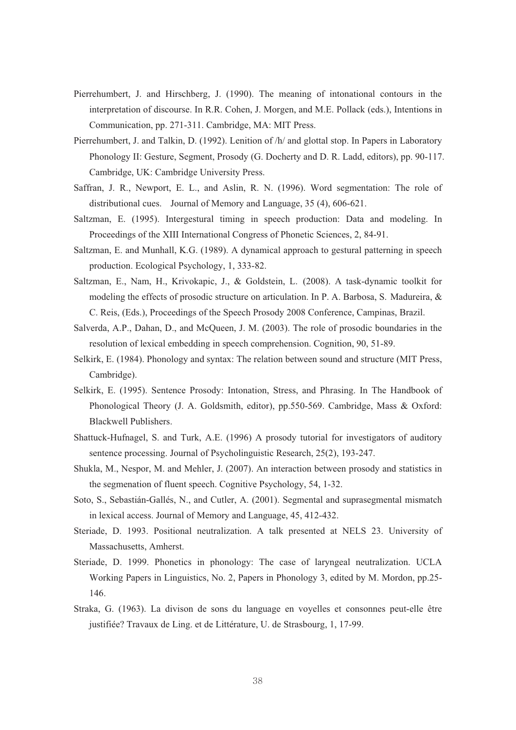Pierrehumbert, J. and Hirschberg, J. (1990). The meaning of intonational contours in the interpretation of discourse. In R.R. Cohen, J. Morgen, and M.E. Pollack (eds.), Intentions in Communication, pp. 271-311. Cambridge, MA: MIT Press.

Pierrehumbert, J. and Talkin, D. (1992). Lenition of /h/ and glottal stop. In Papers in Laboratory Phonology II: Gesture, Segment, Prosody (G. Docherty and D. R. Ladd, editors), pp. 90-117. Cambridge, UK: Cambridge University Press.

Saffran, J. R., Newport, E. L., and Aslin, R. N. (1996). Word segmentation: The role of distributional cues. Journal of Memory and Language, 35 (4), 606-621.

Saltzman, E. (1995). Intergestural timing in speech production: Data and modeling. In Proceedings of the XIII International Congress of Phonetic Sciences, 2, 84-91.

Saltzman, E. and Munhall, K.G. (1989). A dynamical approach to gestural patterning in speech production. Ecological Psychology, 1, 333-82.

Saltzman, E., Nam, H., Krivokapic, J., & Goldstein, L. (2008). A task-dynamic toolkit for modeling the effects of prosodic structure on articulation. In P. A. Barbosa, S. Madureira, & C. Reis, (Eds.), Proceedings of the Speech Prosody 2008 Conference, Campinas, Brazil.

Salverda, A.P., Dahan, D., and McQueen, J. M. (2003). The role of prosodic boundaries in the resolution of lexical embedding in speech comprehension. Cognition, 90, 51-89.

Selkirk, E. (1984). Phonology and syntax: The relation between sound and structure (MIT Press, Cambridge).

Selkirk, E. (1995). Sentence Prosody: Intonation, Stress, and Phrasing. In The Handbook of Phonological Theory (J. A. Goldsmith, editor), pp.550-569. Cambridge, Mass & Oxford: Blackwell Publishers.

Shattuck-Hufnagel, S. and Turk, A.E. (1996) A prosody tutorial for investigators of auditory sentence processing. Journal of Psycholinguistic Research, 25(2), 193-247.

Shukla, M., Nespor, M. and Mehler, J. (2007). An interaction between prosody and statistics in the segmenation of fluent speech. Cognitive Psychology, 54, 1-32.

Soto, S., Sebastián-Gallés, N., and Cutler, A. (2001). Segmental and suprasegmental mismatch in lexical access. Journal of Memory and Language, 45, 412-432.

Steriade, D. 1993. Positional neutralization. A talk presented at NELS 23. University of Massachusetts, Amherst.

Steriade, D. 1999. Phonetics in phonology: The case of laryngeal neutralization. UCLA Working Papers in Linguistics, No. 2, Papers in Phonology 3, edited by M. Mordon, pp.25-146.

Straka, G. (1963). La divison de sons du language en voyelles et consonnes peut-elle être justifiée? Travaux de Ling. et de Littérature, U. de Strasbourg, 1, 17-99.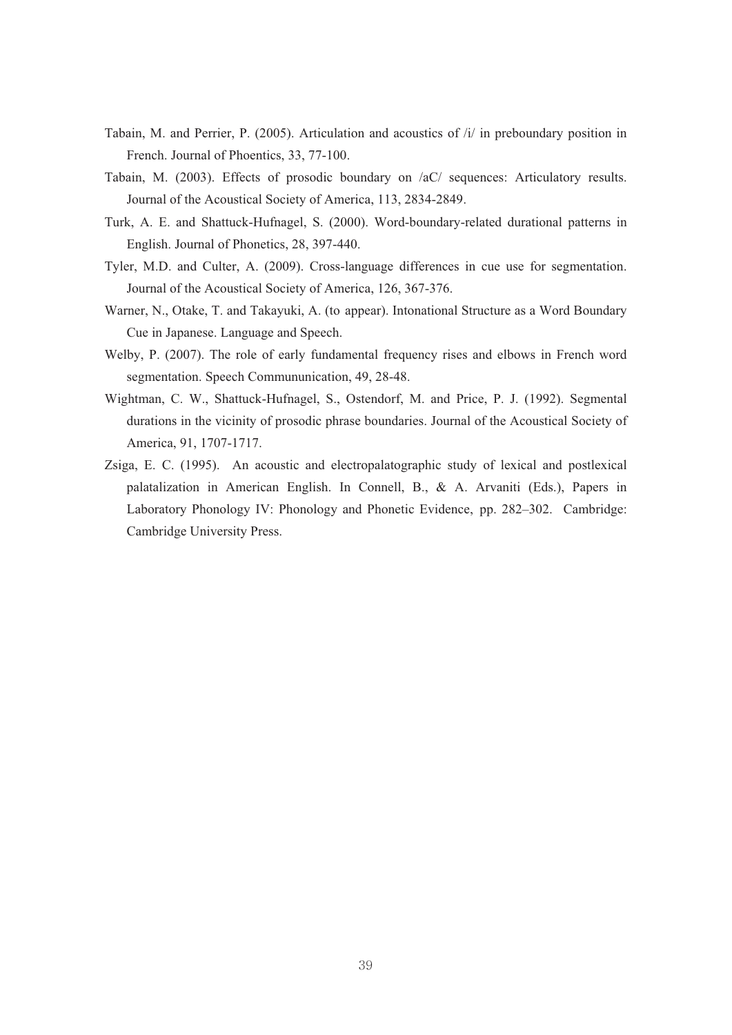Tabain, M. and Perrier, P. (2005). Articulation and acoustics of /i/ in preboundary position in French. Journal of Phoentics, 33, 77-100.

Tabain, M. (2003). Effects of prosodic boundary on /aC/ sequences: Articulatory results. Journal of the Acoustical Society of America, 113, 2834-2849.

Turk, A. E. and Shattuck-Hufnagel, S. (2000). Word-boundary-related durational patterns in English. Journal of Phonetics, 28, 397-440.

Tyler, M.D. and Culter, A. (2009). Cross-language differences in cue use for segmentation. Journal of the Acoustical Society of America, 126, 367-376.

Warner, N., Otake, T. and Takayuki, A. (to appear). Intonational Structure as a Word Boundary Cue in Japanese. Language and Speech.

Welby, P. (2007). The role of early fundamental frequency rises and elbows in French word segmentation. Speech Commununication, 49, 28-48.

Wightman, C. W., Shattuck-Hufnagel, S., Ostendorf, M. and Price, P. J. (1992). Segmental durations in the vicinity of prosodic phrase boundaries. Journal of the Acoustical Society of America, 91, 1707-1717.

Zsiga, E. C. (1995). An acoustic and electropalatographic study of lexical and postlexical palatalization in American English. In Connell, B., & A. Arvaniti (Eds.), Papers in Laboratory Phonology IV: Phonology and Phonetic Evidence, pp. 282–302. Cambridge: Cambridge University Press.